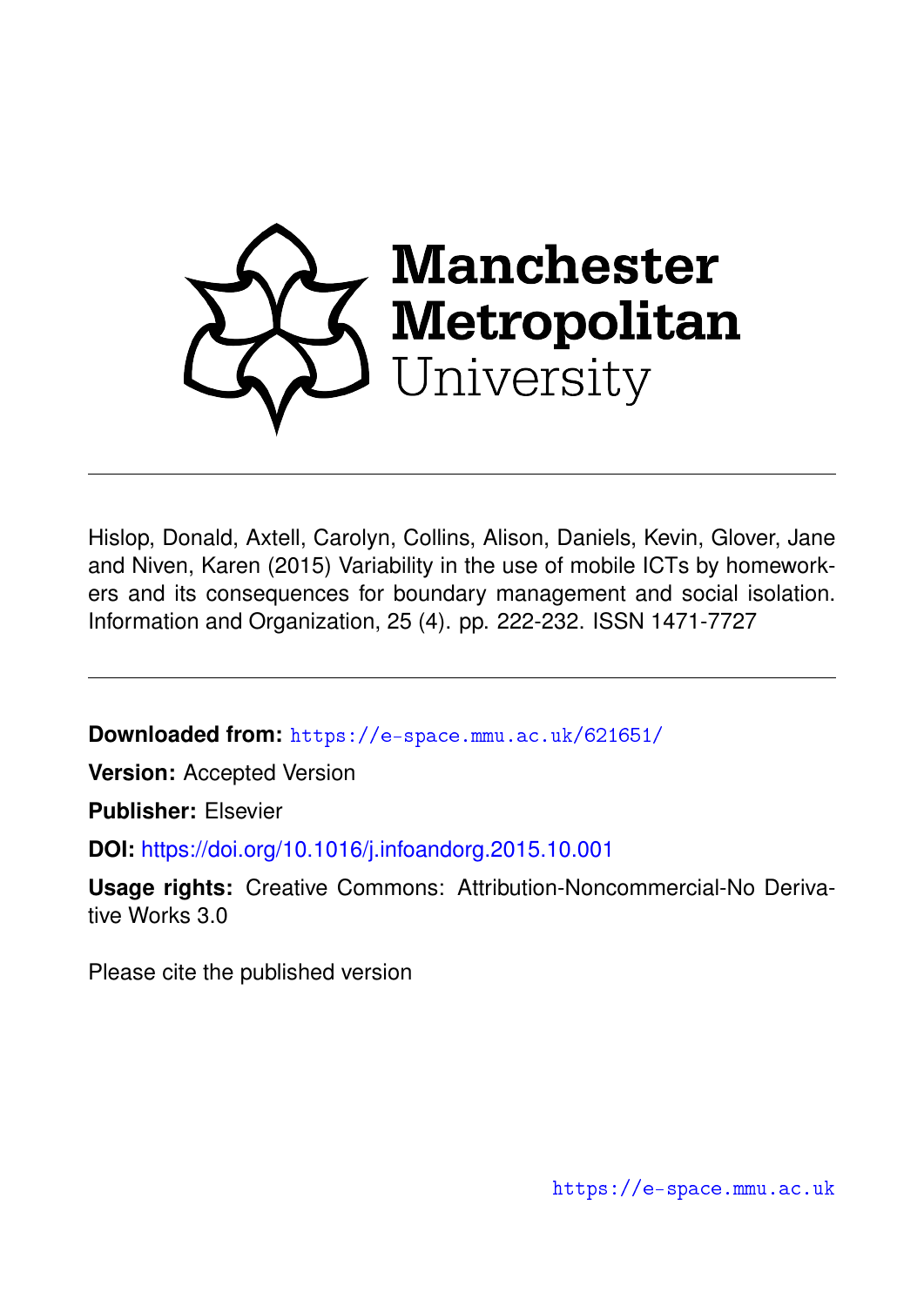Manchester Metropolitan University

Hislop, Donald, Axtell, Carolyn, Collins, Alison, Daniels, Kevin, Glover, Jane and Niven, Karen (2015) Variability in the use of mobile ICTs by homeworkers and its consequences for boundary management and social isolation. Information and Organization, 25 (4). pp. 222-232. ISSN 1471-7727

**Downloaded from:** https://e-space.mmu.ac.uk/621651/

**Version:** Accepted Version

**Publisher:** Elsevier

**DOI:** https://doi.org/10.1016/j.infoandorg.2015.10.001

**Usage rights:** Creative Commons: Attribution-Noncommercial-No Derivative Works 3.0

Please cite the published version

https://e-space.mmu.ac.uk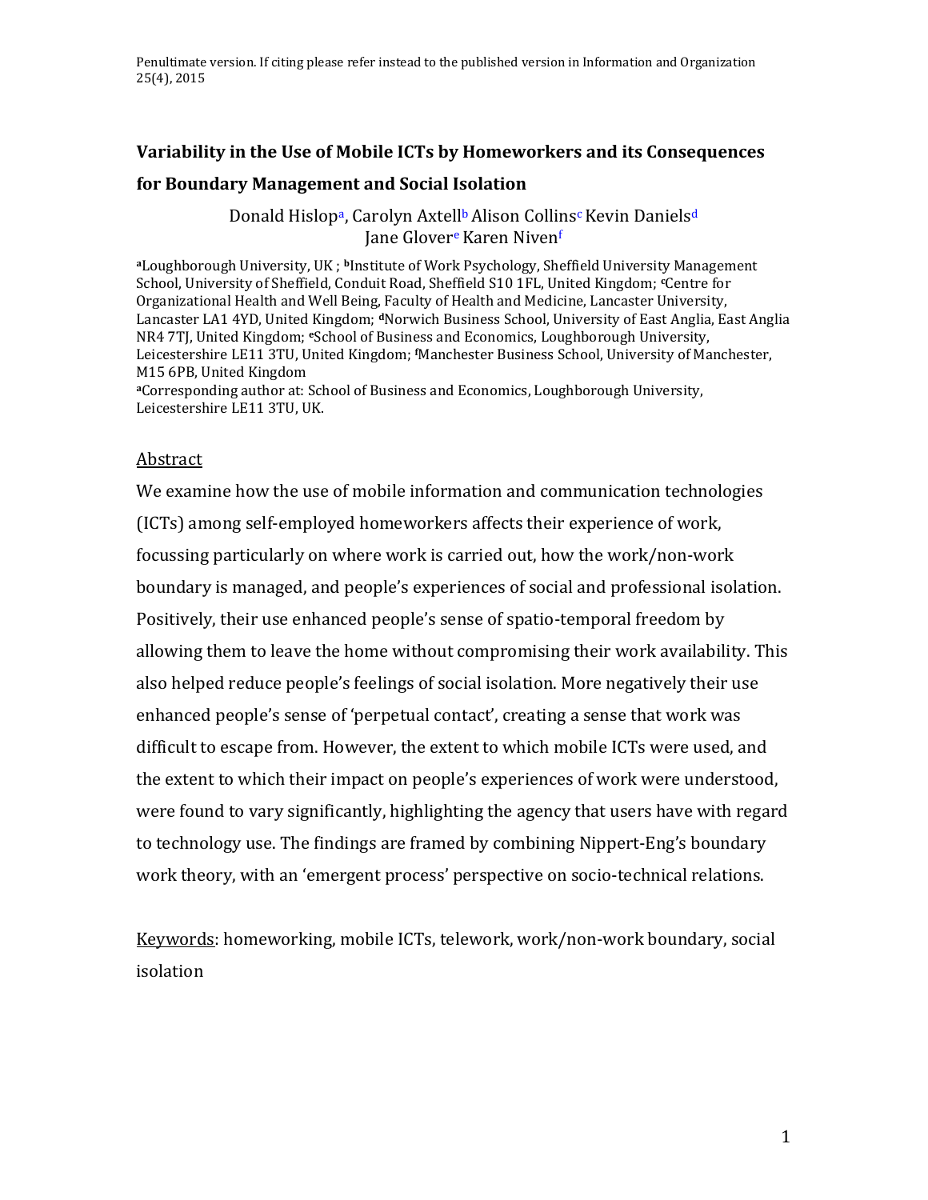Penultimate version. If citing please refer instead to the published version in Information and Organization 25(4), 2015

## Variability in the Use of Mobile ICTs by Homeworkers and its Consequences for Boundary Management and Social Isolation

Donald Hislop[a], Carolyn Axtell[b] Alison Collins[c] Kevin Daniels[d] Jane Glover[e] Karen Niven[f]

[a]Loughborough University, UK ; [b]Institute of Work Psychology, Sheffield University Management School, University of Sheffield, Conduit Road, Sheffield S10 1FL, United Kingdom; [c]Centre for Organizational Health and Well Being, Faculty of Health and Medicine, Lancaster University, Lancaster LA1 4YD, United Kingdom; [d]Norwich Business School, University of East Anglia, East Anglia NR4 7TJ, United Kingdom; [e]School of Business and Economics, Loughborough University, Leicestershire LE11 3TU, United Kingdom; [f]Manchester Business School, University of Manchester, M15 6PB, United Kingdom

[a]Corresponding author at: School of Business and Economics, Loughborough University, Leicestershire LE11 3TU, UK.

### Abstract

We examine how the use of mobile information and communication technologies (ICTs) among self-employed homeworkers affects their experience of work, focussing particularly on where work is carried out, how the work/non-work boundary is managed, and people's experiences of social and professional isolation. Positively, their use enhanced people's sense of spatio-temporal freedom by allowing them to leave the home without compromising their work availability. This also helped reduce people's feelings of social isolation. More negatively their use enhanced people's sense of 'perpetual contact', creating a sense that work was difficult to escape from. However, the extent to which mobile ICTs were used, and the extent to which their impact on people's experiences of work were understood, were found to vary significantly, highlighting the agency that users have with regard to technology use. The findings are framed by combining Nippert-Eng's boundary work theory, with an 'emergent process' perspective on socio-technical relations.

Keywords: homeworking, mobile ICTs, telework, work/non-work boundary, social isolation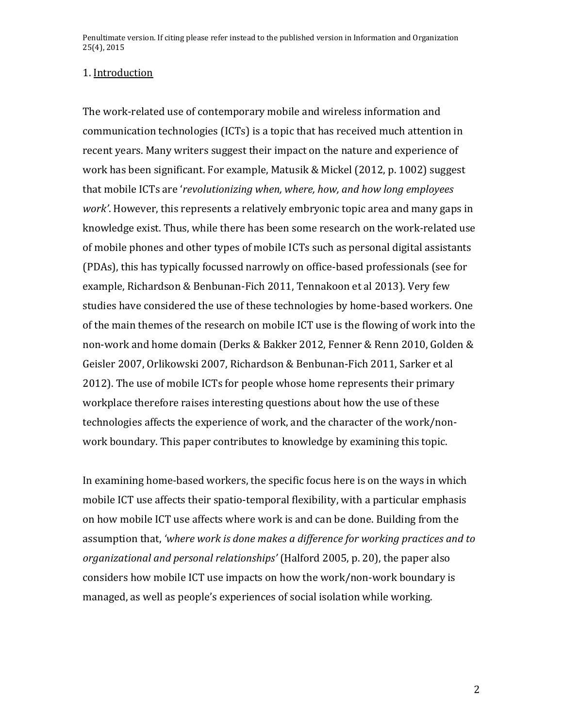## 1. Introduction

The work-related use of contemporary mobile and wireless information and communication technologies (ICTs) is a topic that has received much attention in recent years. Many writers suggest their impact on the nature and experience of work has been significant. For example, Matusik & Mickel (2012, p. 1002) suggest that mobile ICTs are '*revolutionizing when, where, how, and how long employees work'*. However, this represents a relatively embryonic topic area and many gaps in knowledge exist. Thus, while there has been some research on the work-related use of mobile phones and other types of mobile ICTs such as personal digital assistants (PDAs), this has typically focussed narrowly on office-based professionals (see for example, Richardson & Benbunan-Fich 2011, Tennakoon et al 2013). Very few studies have considered the use of these technologies by home-based workers. One of the main themes of the research on mobile ICT use is the flowing of work into the non-work and home domain (Derks & Bakker 2012, Fenner & Renn 2010, Golden & Geisler 2007, Orlikowski 2007, Richardson & Benbunan-Fich 2011, Sarker et al 2012). The use of mobile ICTs for people whose home represents their primary workplace therefore raises interesting questions about how the use of these technologies affects the experience of work, and the character of the work/non-work boundary. This paper contributes to knowledge by examining this topic.

In examining home-based workers, the specific focus here is on the ways in which mobile ICT use affects their spatio-temporal flexibility, with a particular emphasis on how mobile ICT use affects where work is and can be done. Building from the assumption that, *'where work is done makes a difference for working practices and to organizational and personal relationships'* (Halford 2005, p. 20), the paper also considers how mobile ICT use impacts on how the work/non-work boundary is managed, as well as people's experiences of social isolation while working.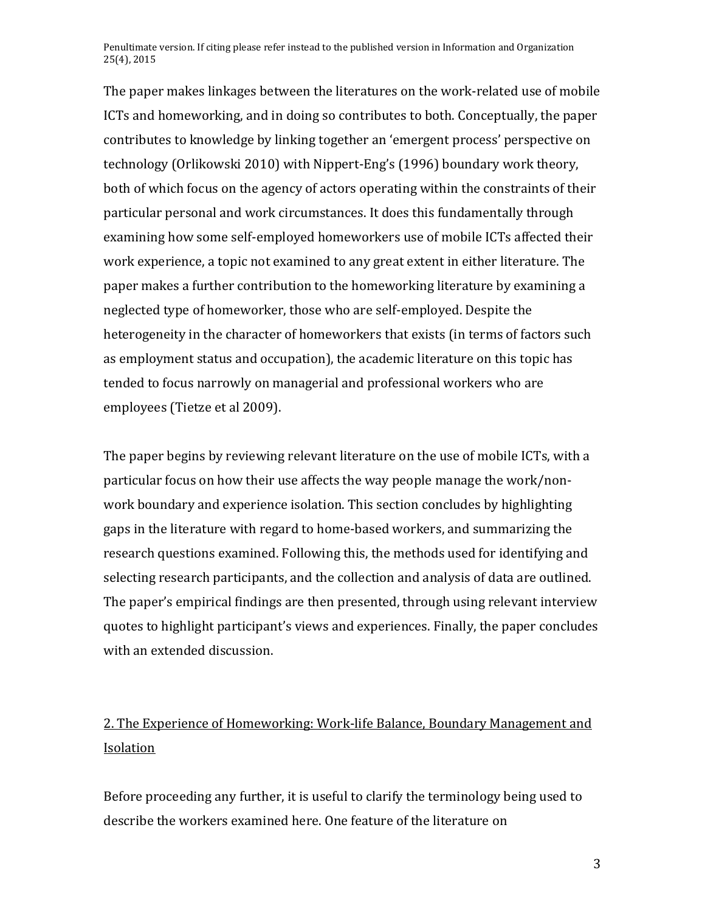The paper makes linkages between the literatures on the work-related use of mobile ICTs and homeworking, and in doing so contributes to both. Conceptually, the paper contributes to knowledge by linking together an 'emergent process' perspective on technology (Orlikowski 2010) with Nippert-Eng's (1996) boundary work theory, both of which focus on the agency of actors operating within the constraints of their particular personal and work circumstances. It does this fundamentally through examining how some self-employed homeworkers use of mobile ICTs affected their work experience, a topic not examined to any great extent in either literature. The paper makes a further contribution to the homeworking literature by examining a neglected type of homeworker, those who are self-employed. Despite the heterogeneity in the character of homeworkers that exists (in terms of factors such as employment status and occupation), the academic literature on this topic has tended to focus narrowly on managerial and professional workers who are employees (Tietze et al 2009).

The paper begins by reviewing relevant literature on the use of mobile ICTs, with a particular focus on how their use affects the way people manage the work/non-work boundary and experience isolation. This section concludes by highlighting gaps in the literature with regard to home-based workers, and summarizing the research questions examined. Following this, the methods used for identifying and selecting research participants, and the collection and analysis of data are outlined. The paper's empirical findings are then presented, through using relevant interview quotes to highlight participant's views and experiences. Finally, the paper concludes with an extended discussion.

## 2. The Experience of Homeworking: Work-life Balance, Boundary Management and Isolation

Before proceeding any further, it is useful to clarify the terminology being used to describe the workers examined here. One feature of the literature on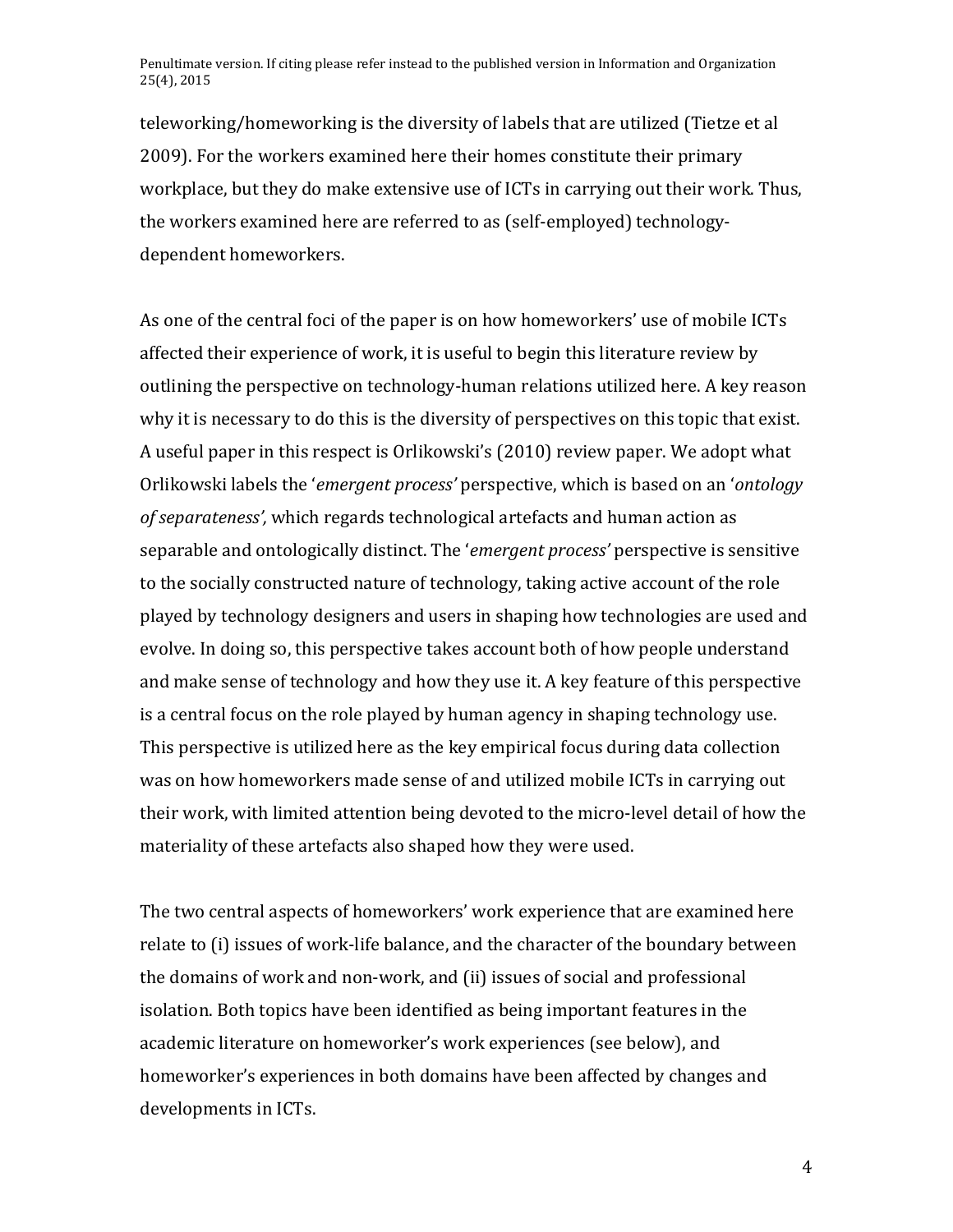teleworking/homeworking is the diversity of labels that are utilized (Tietze et al 2009). For the workers examined here their homes constitute their primary workplace, but they do make extensive use of ICTs in carrying out their work. Thus, the workers examined here are referred to as (self-employed) technology-dependent homeworkers.

As one of the central foci of the paper is on how homeworkers' use of mobile ICTs affected their experience of work, it is useful to begin this literature review by outlining the perspective on technology-human relations utilized here. A key reason why it is necessary to do this is the diversity of perspectives on this topic that exist. A useful paper in this respect is Orlikowski's (2010) review paper. We adopt what Orlikowski labels the '*emergent process'* perspective, which is based on an '*ontology of separateness',* which regards technological artefacts and human action as separable and ontologically distinct. The '*emergent process'* perspective is sensitive to the socially constructed nature of technology, taking active account of the role played by technology designers and users in shaping how technologies are used and evolve. In doing so, this perspective takes account both of how people understand and make sense of technology and how they use it. A key feature of this perspective is a central focus on the role played by human agency in shaping technology use. This perspective is utilized here as the key empirical focus during data collection was on how homeworkers made sense of and utilized mobile ICTs in carrying out their work, with limited attention being devoted to the micro-level detail of how the materiality of these artefacts also shaped how they were used.

The two central aspects of homeworkers' work experience that are examined here relate to (i) issues of work-life balance, and the character of the boundary between the domains of work and non-work, and (ii) issues of social and professional isolation. Both topics have been identified as being important features in the academic literature on homeworker's work experiences (see below), and homeworker's experiences in both domains have been affected by changes and developments in ICTs.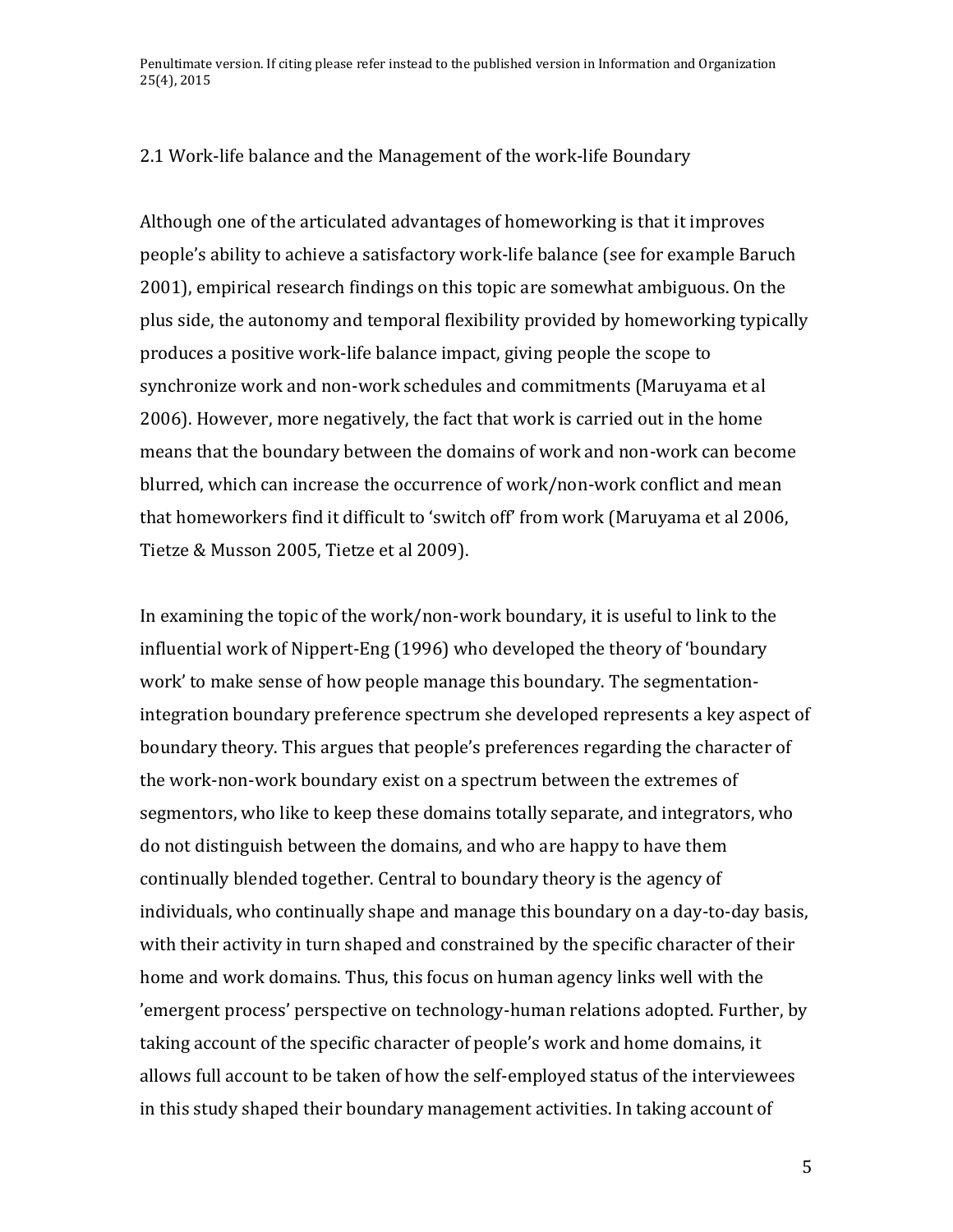## 2.1 Work-life balance and the Management of the work-life Boundary

Although one of the articulated advantages of homeworking is that it improves people's ability to achieve a satisfactory work-life balance (see for example Baruch 2001), empirical research findings on this topic are somewhat ambiguous. On the plus side, the autonomy and temporal flexibility provided by homeworking typically produces a positive work-life balance impact, giving people the scope to synchronize work and non-work schedules and commitments (Maruyama et al 2006). However, more negatively, the fact that work is carried out in the home means that the boundary between the domains of work and non-work can become blurred, which can increase the occurrence of work/non-work conflict and mean that homeworkers find it difficult to 'switch off' from work (Maruyama et al 2006, Tietze & Musson 2005, Tietze et al 2009).

In examining the topic of the work/non-work boundary, it is useful to link to the influential work of Nippert-Eng (1996) who developed the theory of 'boundary work' to make sense of how people manage this boundary. The segmentation-integration boundary preference spectrum she developed represents a key aspect of boundary theory. This argues that people's preferences regarding the character of the work-non-work boundary exist on a spectrum between the extremes of segmentors, who like to keep these domains totally separate, and integrators, who do not distinguish between the domains, and who are happy to have them continually blended together. Central to boundary theory is the agency of individuals, who continually shape and manage this boundary on a day-to-day basis, with their activity in turn shaped and constrained by the specific character of their home and work domains. Thus, this focus on human agency links well with the 'emergent process' perspective on technology-human relations adopted. Further, by taking account of the specific character of people's work and home domains, it allows full account to be taken of how the self-employed status of the interviewees in this study shaped their boundary management activities. In taking account of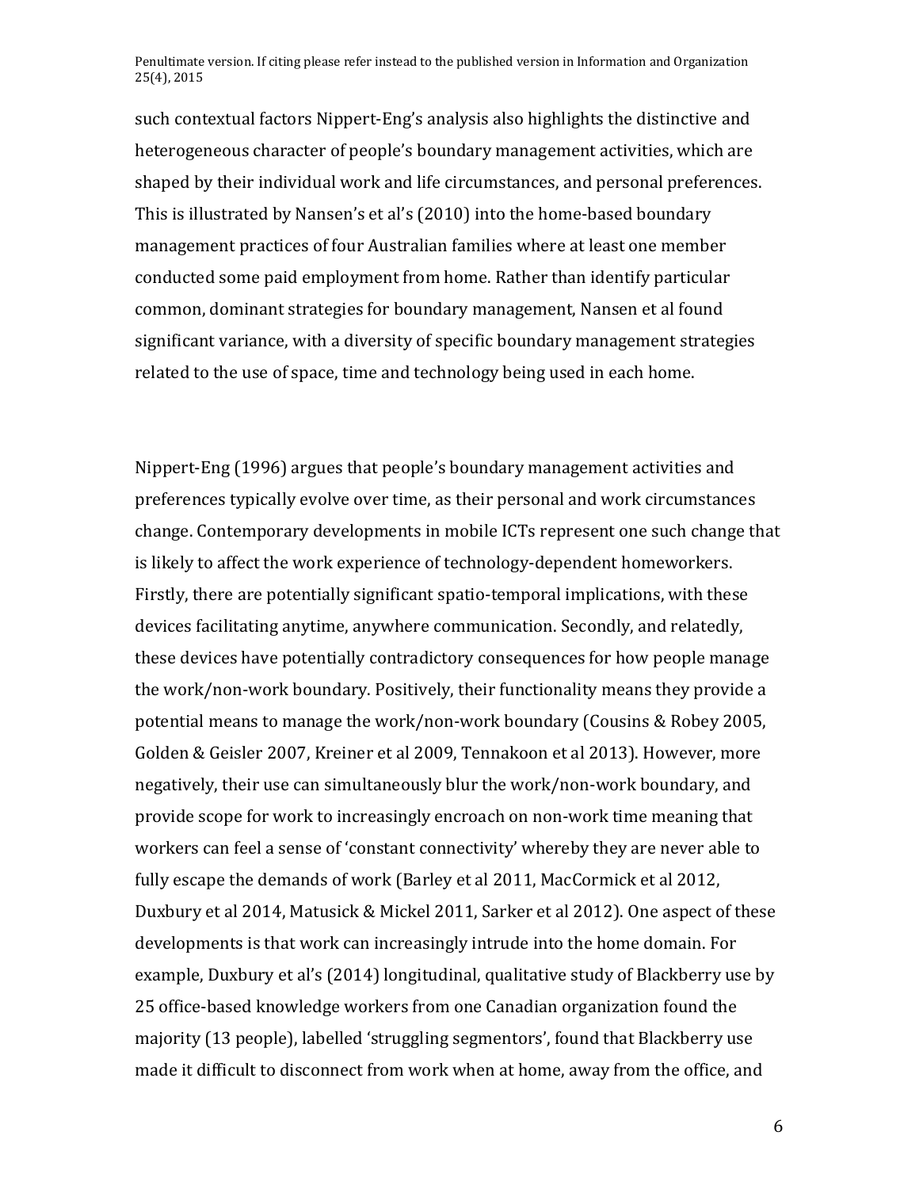such contextual factors Nippert-Eng's analysis also highlights the distinctive and heterogeneous character of people's boundary management activities, which are shaped by their individual work and life circumstances, and personal preferences. This is illustrated by Nansen's et al's (2010) into the home-based boundary management practices of four Australian families where at least one member conducted some paid employment from home. Rather than identify particular common, dominant strategies for boundary management, Nansen et al found significant variance, with a diversity of specific boundary management strategies related to the use of space, time and technology being used in each home.

Nippert-Eng (1996) argues that people's boundary management activities and preferences typically evolve over time, as their personal and work circumstances change. Contemporary developments in mobile ICTs represent one such change that is likely to affect the work experience of technology-dependent homeworkers. Firstly, there are potentially significant spatio-temporal implications, with these devices facilitating anytime, anywhere communication. Secondly, and relatedly, these devices have potentially contradictory consequences for how people manage the work/non-work boundary. Positively, their functionality means they provide a potential means to manage the work/non-work boundary (Cousins & Robey 2005, Golden & Geisler 2007, Kreiner et al 2009, Tennakoon et al 2013). However, more negatively, their use can simultaneously blur the work/non-work boundary, and provide scope for work to increasingly encroach on non-work time meaning that workers can feel a sense of 'constant connectivity' whereby they are never able to fully escape the demands of work (Barley et al 2011, MacCormick et al 2012, Duxbury et al 2014, Matusick & Mickel 2011, Sarker et al 2012). One aspect of these developments is that work can increasingly intrude into the home domain. For example, Duxbury et al's (2014) longitudinal, qualitative study of Blackberry use by 25 office-based knowledge workers from one Canadian organization found the majority (13 people), labelled 'struggling segmentors', found that Blackberry use made it difficult to disconnect from work when at home, away from the office, and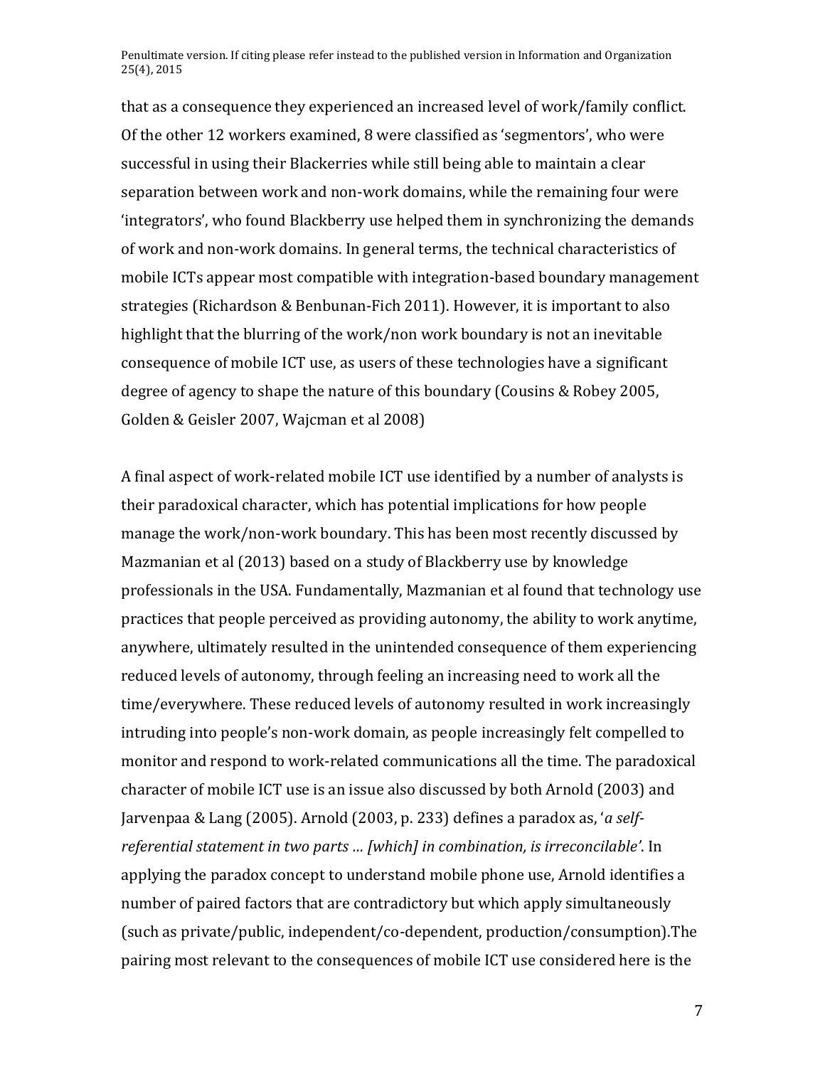that as a consequence they experienced an increased level of work/family conflict. Of the other 12 workers examined, 8 were classified as 'segmentors', who were successful in using their Blackerries while still being able to maintain a clear separation between work and non-work domains, while the remaining four were 'integrators', who found Blackberry use helped them in synchronizing the demands of work and non-work domains. In general terms, the technical characteristics of mobile ICTs appear most compatible with integration-based boundary management strategies (Richardson & Benbunan-Fich 2011). However, it is important to also highlight that the blurring of the work/non work boundary is not an inevitable consequence of mobile ICT use, as users of these technologies have a significant degree of agency to shape the nature of this boundary (Cousins & Robey 2005, Golden & Geisler 2007, Wajcman et al 2008)

A final aspect of work-related mobile ICT use identified by a number of analysts is their paradoxical character, which has potential implications for how people manage the work/non-work boundary. This has been most recently discussed by Mazmanian et al (2013) based on a study of Blackberry use by knowledge professionals in the USA. Fundamentally, Mazmanian et al found that technology use practices that people perceived as providing autonomy, the ability to work anytime, anywhere, ultimately resulted in the unintended consequence of them experiencing reduced levels of autonomy, through feeling an increasing need to work all the time/everywhere. These reduced levels of autonomy resulted in work increasingly intruding into people's non-work domain, as people increasingly felt compelled to monitor and respond to work-related communications all the time. The paradoxical character of mobile ICT use is an issue also discussed by both Arnold (2003) and Jarvenpaa & Lang (2005). Arnold (2003, p. 233) defines a paradox as, '*a self-referential statement in two parts … [which] in combination, is irreconcilable'*. In applying the paradox concept to understand mobile phone use, Arnold identifies a number of paired factors that are contradictory but which apply simultaneously (such as private/public, independent/co-dependent, production/consumption).The pairing most relevant to the consequences of mobile ICT use considered here is the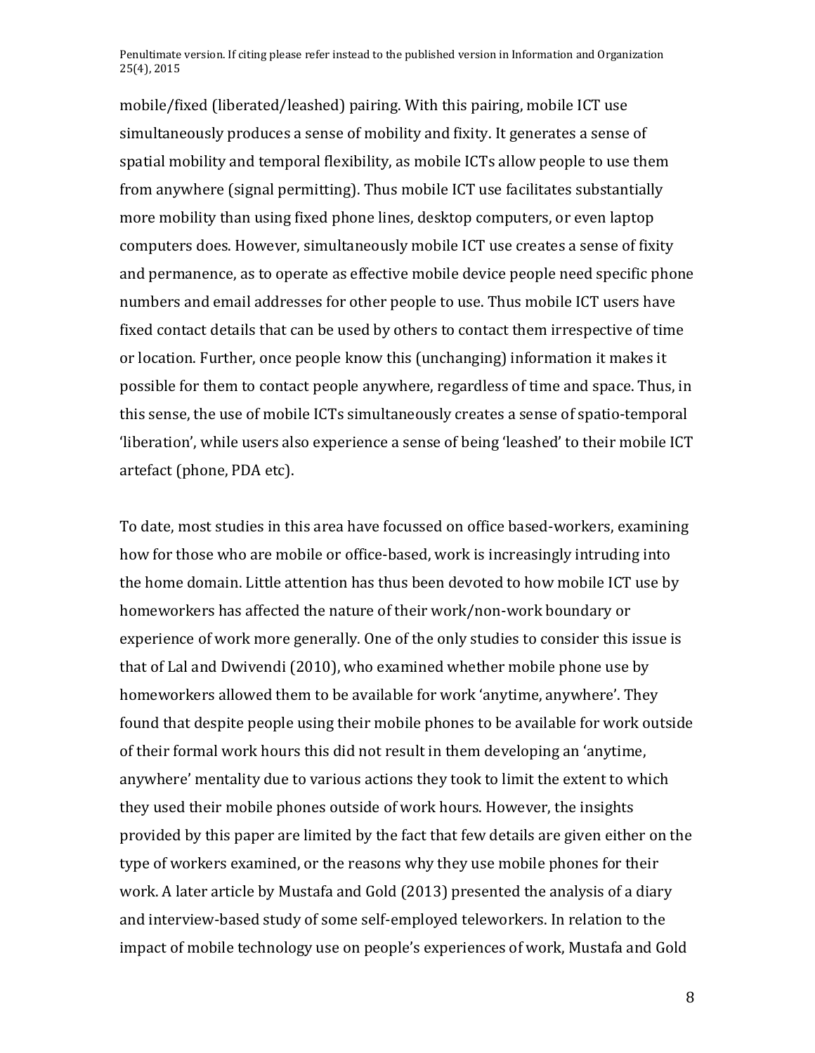mobile/fixed (liberated/leashed) pairing. With this pairing, mobile ICT use simultaneously produces a sense of mobility and fixity. It generates a sense of spatial mobility and temporal flexibility, as mobile ICTs allow people to use them from anywhere (signal permitting). Thus mobile ICT use facilitates substantially more mobility than using fixed phone lines, desktop computers, or even laptop computers does. However, simultaneously mobile ICT use creates a sense of fixity and permanence, as to operate as effective mobile device people need specific phone numbers and email addresses for other people to use. Thus mobile ICT users have fixed contact details that can be used by others to contact them irrespective of time or location. Further, once people know this (unchanging) information it makes it possible for them to contact people anywhere, regardless of time and space. Thus, in this sense, the use of mobile ICTs simultaneously creates a sense of spatio-temporal 'liberation', while users also experience a sense of being 'leashed' to their mobile ICT artefact (phone, PDA etc).

To date, most studies in this area have focussed on office based-workers, examining how for those who are mobile or office-based, work is increasingly intruding into the home domain. Little attention has thus been devoted to how mobile ICT use by homeworkers has affected the nature of their work/non-work boundary or experience of work more generally. One of the only studies to consider this issue is that of Lal and Dwivendi (2010), who examined whether mobile phone use by homeworkers allowed them to be available for work 'anytime, anywhere'. They found that despite people using their mobile phones to be available for work outside of their formal work hours this did not result in them developing an 'anytime, anywhere' mentality due to various actions they took to limit the extent to which they used their mobile phones outside of work hours. However, the insights provided by this paper are limited by the fact that few details are given either on the type of workers examined, or the reasons why they use mobile phones for their work. A later article by Mustafa and Gold (2013) presented the analysis of a diary and interview-based study of some self-employed teleworkers. In relation to the impact of mobile technology use on people's experiences of work, Mustafa and Gold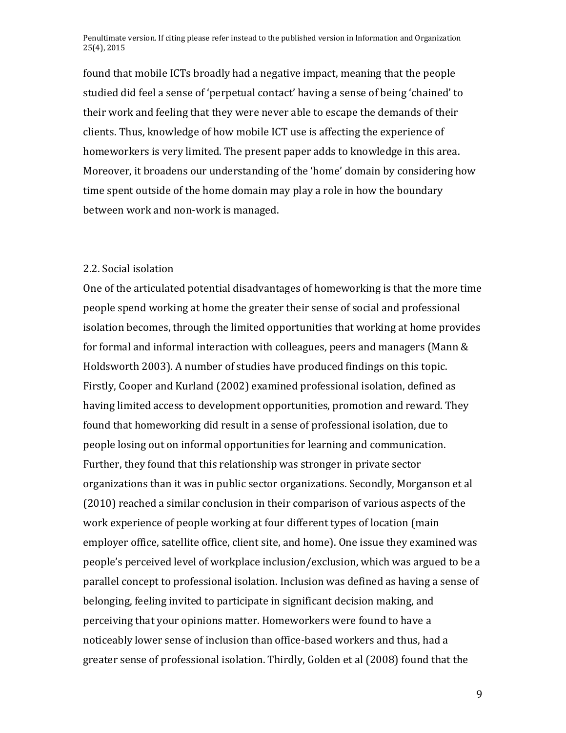found that mobile ICTs broadly had a negative impact, meaning that the people studied did feel a sense of 'perpetual contact' having a sense of being 'chained' to their work and feeling that they were never able to escape the demands of their clients. Thus, knowledge of how mobile ICT use is affecting the experience of homeworkers is very limited. The present paper adds to knowledge in this area. Moreover, it broadens our understanding of the 'home' domain by considering how time spent outside of the home domain may play a role in how the boundary between work and non-work is managed.

### 2.2. Social isolation

One of the articulated potential disadvantages of homeworking is that the more time people spend working at home the greater their sense of social and professional isolation becomes, through the limited opportunities that working at home provides for formal and informal interaction with colleagues, peers and managers (Mann & Holdsworth 2003). A number of studies have produced findings on this topic. Firstly, Cooper and Kurland (2002) examined professional isolation, defined as having limited access to development opportunities, promotion and reward. They found that homeworking did result in a sense of professional isolation, due to people losing out on informal opportunities for learning and communication. Further, they found that this relationship was stronger in private sector organizations than it was in public sector organizations. Secondly, Morganson et al (2010) reached a similar conclusion in their comparison of various aspects of the work experience of people working at four different types of location (main employer office, satellite office, client site, and home). One issue they examined was people's perceived level of workplace inclusion/exclusion, which was argued to be a parallel concept to professional isolation. Inclusion was defined as having a sense of belonging, feeling invited to participate in significant decision making, and perceiving that your opinions matter. Homeworkers were found to have a noticeably lower sense of inclusion than office-based workers and thus, had a greater sense of professional isolation. Thirdly, Golden et al (2008) found that the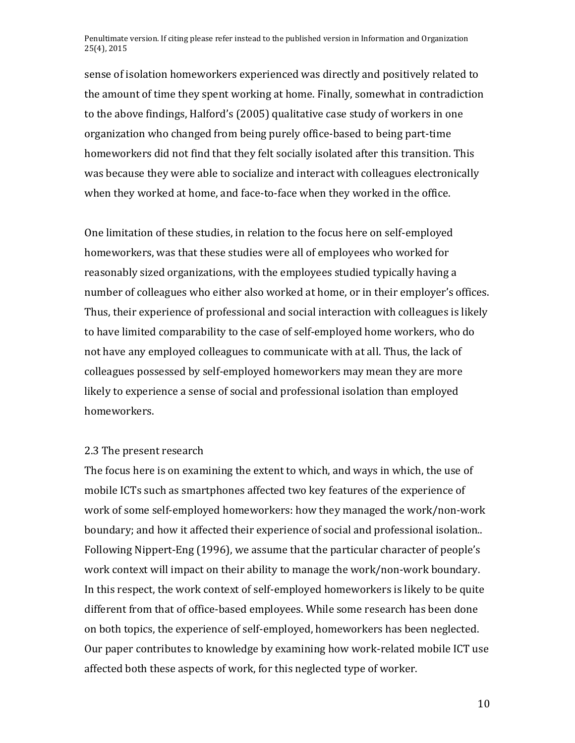sense of isolation homeworkers experienced was directly and positively related to the amount of time they spent working at home. Finally, somewhat in contradiction to the above findings, Halford's (2005) qualitative case study of workers in one organization who changed from being purely office-based to being part-time homeworkers did not find that they felt socially isolated after this transition. This was because they were able to socialize and interact with colleagues electronically when they worked at home, and face-to-face when they worked in the office.

One limitation of these studies, in relation to the focus here on self-employed homeworkers, was that these studies were all of employees who worked for reasonably sized organizations, with the employees studied typically having a number of colleagues who either also worked at home, or in their employer's offices. Thus, their experience of professional and social interaction with colleagues is likely to have limited comparability to the case of self-employed home workers, who do not have any employed colleagues to communicate with at all. Thus, the lack of colleagues possessed by self-employed homeworkers may mean they are more likely to experience a sense of social and professional isolation than employed homeworkers.

### 2.3 The present research

The focus here is on examining the extent to which, and ways in which, the use of mobile ICTs such as smartphones affected two key features of the experience of work of some self-employed homeworkers: how they managed the work/non-work boundary; and how it affected their experience of social and professional isolation.. Following Nippert-Eng (1996), we assume that the particular character of people's work context will impact on their ability to manage the work/non-work boundary. In this respect, the work context of self-employed homeworkers is likely to be quite different from that of office-based employees. While some research has been done on both topics, the experience of self-employed, homeworkers has been neglected. Our paper contributes to knowledge by examining how work-related mobile ICT use affected both these aspects of work, for this neglected type of worker.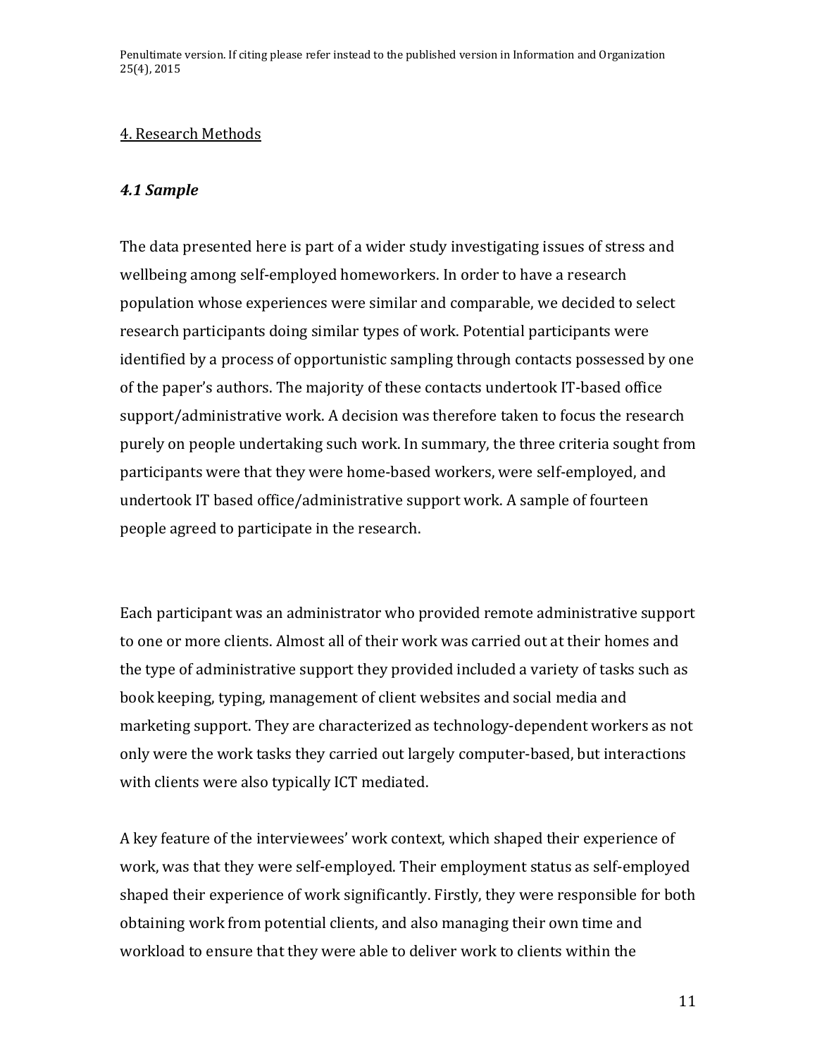## 4. Research Methods

### *4.1 Sample*

The data presented here is part of a wider study investigating issues of stress and wellbeing among self-employed homeworkers. In order to have a research population whose experiences were similar and comparable, we decided to select research participants doing similar types of work. Potential participants were identified by a process of opportunistic sampling through contacts possessed by one of the paper's authors. The majority of these contacts undertook IT-based office support/administrative work. A decision was therefore taken to focus the research purely on people undertaking such work. In summary, the three criteria sought from participants were that they were home-based workers, were self-employed, and undertook IT based office/administrative support work. A sample of fourteen people agreed to participate in the research.

Each participant was an administrator who provided remote administrative support to one or more clients. Almost all of their work was carried out at their homes and the type of administrative support they provided included a variety of tasks such as book keeping, typing, management of client websites and social media and marketing support. They are characterized as technology-dependent workers as not only were the work tasks they carried out largely computer-based, but interactions with clients were also typically ICT mediated.

A key feature of the interviewees' work context, which shaped their experience of work, was that they were self-employed. Their employment status as self-employed shaped their experience of work significantly. Firstly, they were responsible for both obtaining work from potential clients, and also managing their own time and workload to ensure that they were able to deliver work to clients within the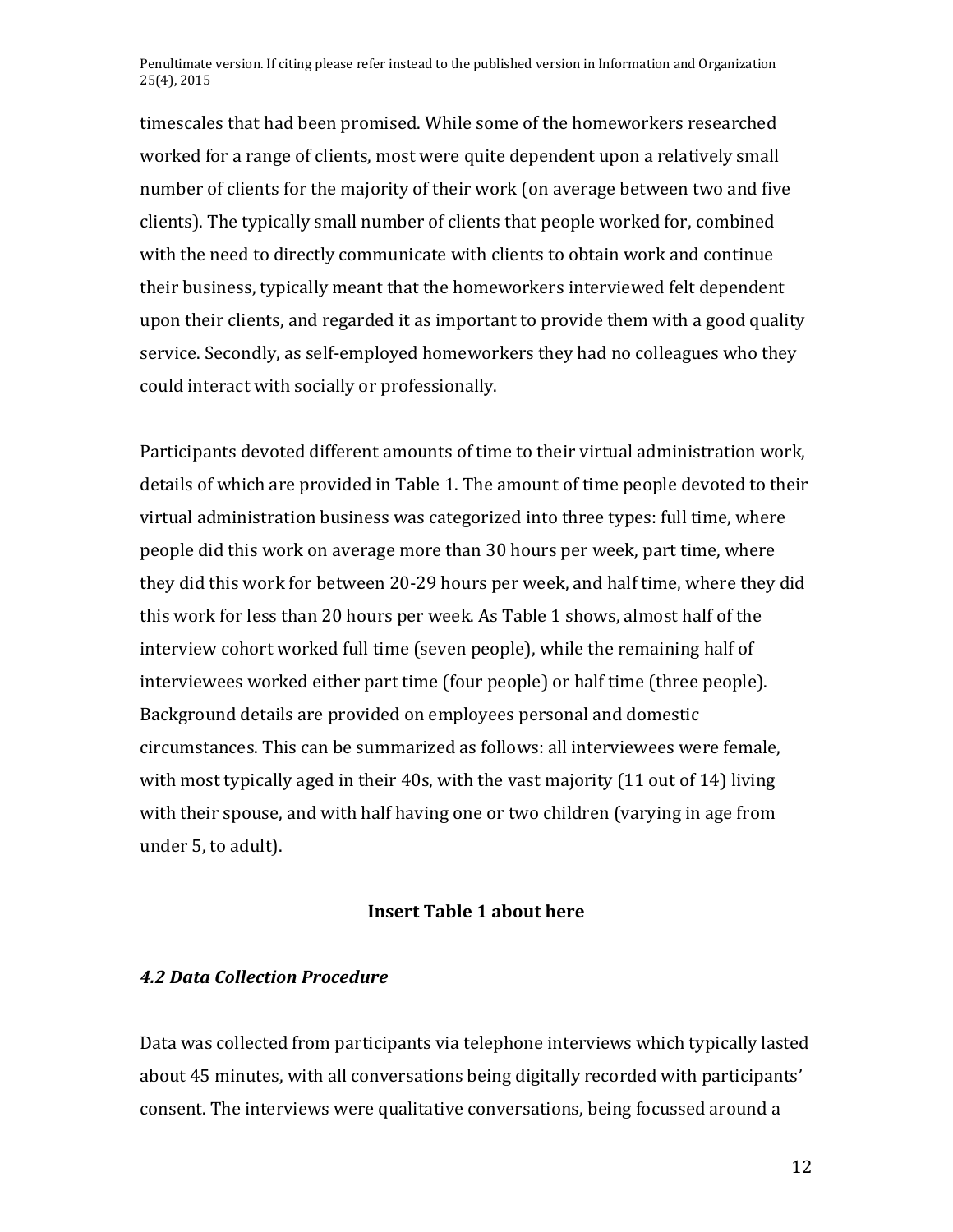timescales that had been promised. While some of the homeworkers researched worked for a range of clients, most were quite dependent upon a relatively small number of clients for the majority of their work (on average between two and five clients). The typically small number of clients that people worked for, combined with the need to directly communicate with clients to obtain work and continue their business, typically meant that the homeworkers interviewed felt dependent upon their clients, and regarded it as important to provide them with a good quality service. Secondly, as self-employed homeworkers they had no colleagues who they could interact with socially or professionally.

Participants devoted different amounts of time to their virtual administration work, details of which are provided in Table 1. The amount of time people devoted to their virtual administration business was categorized into three types: full time, where people did this work on average more than 30 hours per week, part time, where they did this work for between 20-29 hours per week, and half time, where they did this work for less than 20 hours per week. As Table 1 shows, almost half of the interview cohort worked full time (seven people), while the remaining half of interviewees worked either part time (four people) or half time (three people). Background details are provided on employees personal and domestic circumstances. This can be summarized as follows: all interviewees were female, with most typically aged in their 40s, with the vast majority (11 out of 14) living with their spouse, and with half having one or two children (varying in age from under 5, to adult).

**Insert Table 1 about here**

### *4.2 Data Collection Procedure*

Data was collected from participants via telephone interviews which typically lasted about 45 minutes, with all conversations being digitally recorded with participants' consent. The interviews were qualitative conversations, being focussed around a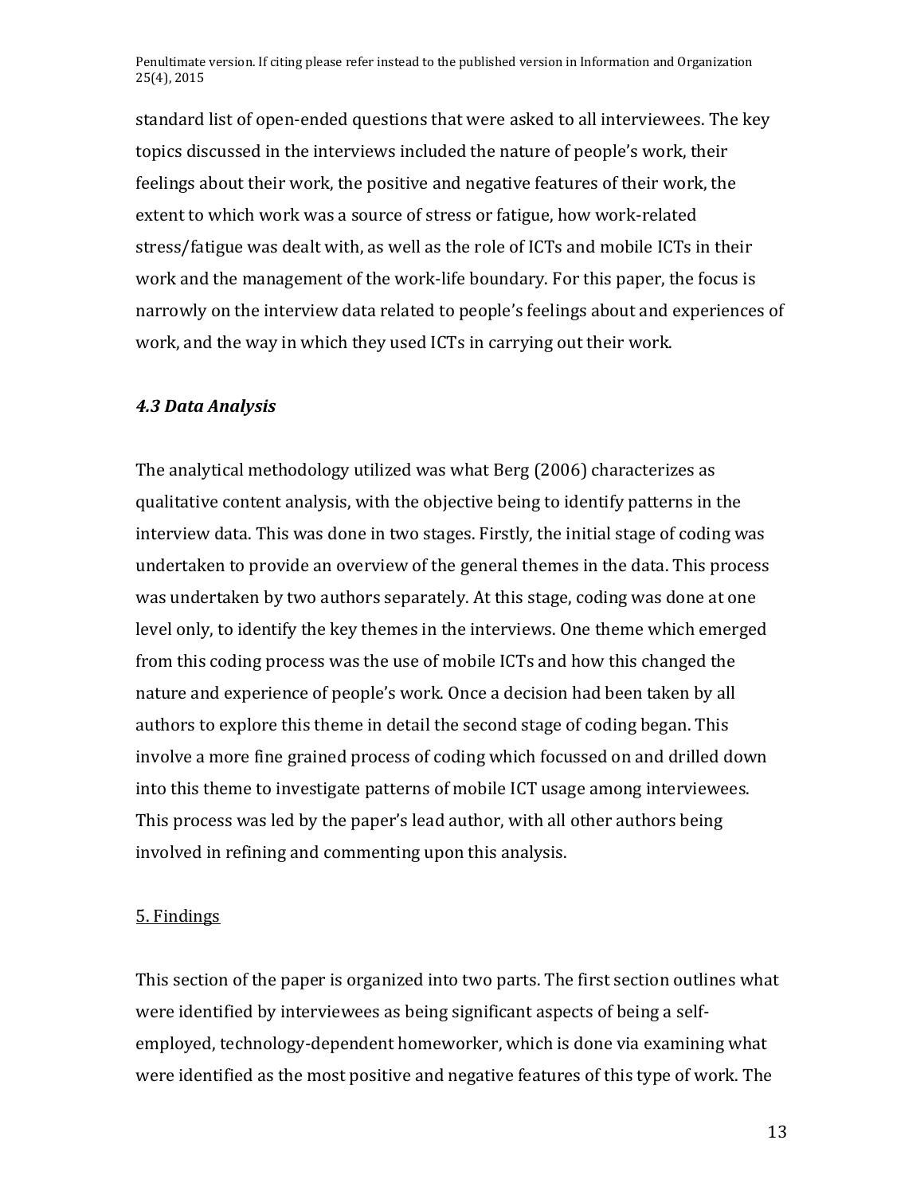standard list of open-ended questions that were asked to all interviewees. The key topics discussed in the interviews included the nature of people's work, their feelings about their work, the positive and negative features of their work, the extent to which work was a source of stress or fatigue, how work-related stress/fatigue was dealt with, as well as the role of ICTs and mobile ICTs in their work and the management of the work-life boundary. For this paper, the focus is narrowly on the interview data related to people's feelings about and experiences of work, and the way in which they used ICTs in carrying out their work.

### *4.3 Data Analysis*

The analytical methodology utilized was what Berg (2006) characterizes as qualitative content analysis, with the objective being to identify patterns in the interview data. This was done in two stages. Firstly, the initial stage of coding was undertaken to provide an overview of the general themes in the data. This process was undertaken by two authors separately. At this stage, coding was done at one level only, to identify the key themes in the interviews. One theme which emerged from this coding process was the use of mobile ICTs and how this changed the nature and experience of people's work. Once a decision had been taken by all authors to explore this theme in detail the second stage of coding began. This involve a more fine grained process of coding which focussed on and drilled down into this theme to investigate patterns of mobile ICT usage among interviewees. This process was led by the paper's lead author, with all other authors being involved in refining and commenting upon this analysis.

## 5. Findings

This section of the paper is organized into two parts. The first section outlines what were identified by interviewees as being significant aspects of being a self-employed, technology-dependent homeworker, which is done via examining what were identified as the most positive and negative features of this type of work. The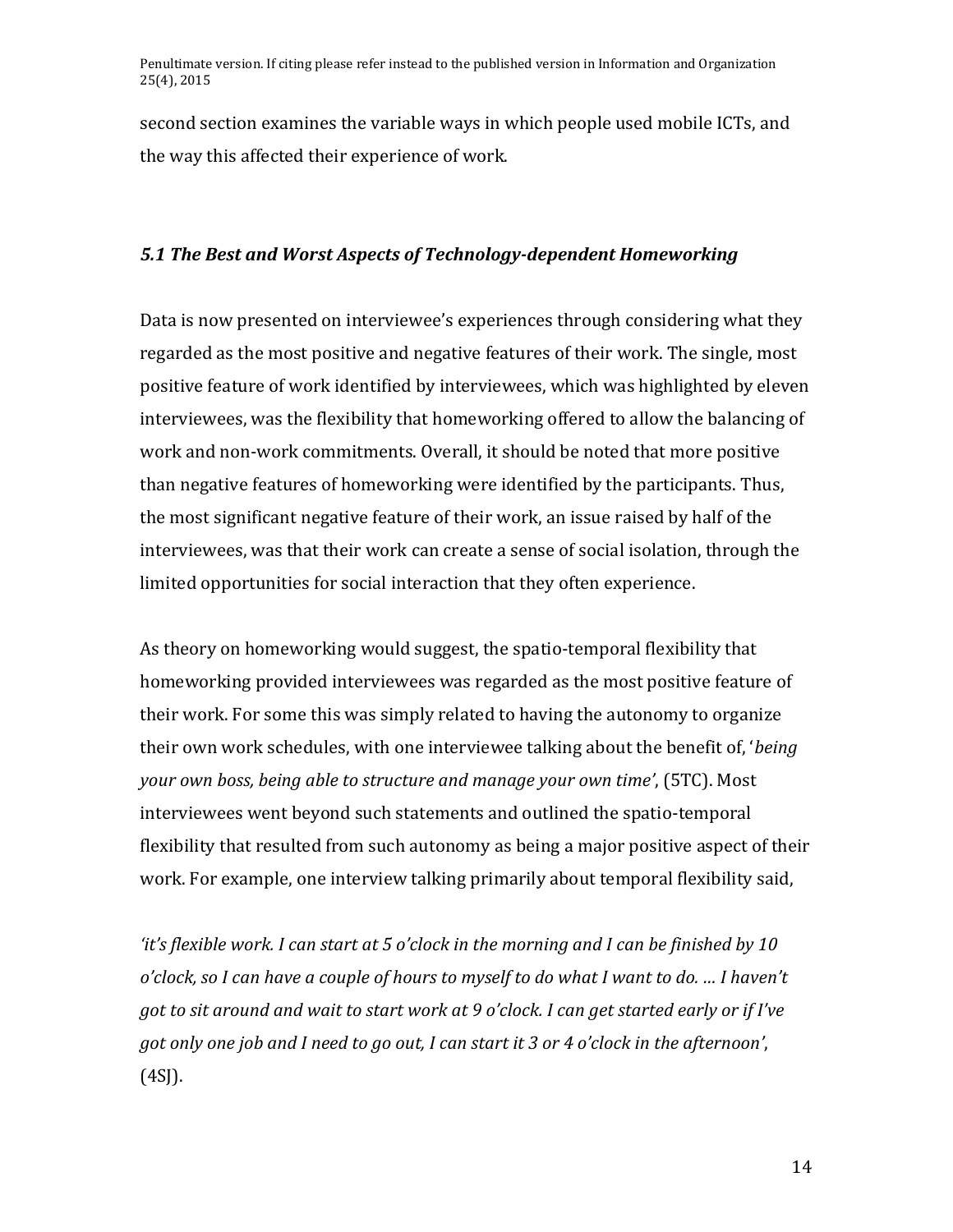second section examines the variable ways in which people used mobile ICTs, and the way this affected their experience of work.

### *5.1 The Best and Worst Aspects of Technology-dependent Homeworking*

Data is now presented on interviewee's experiences through considering what they regarded as the most positive and negative features of their work. The single, most positive feature of work identified by interviewees, which was highlighted by eleven interviewees, was the flexibility that homeworking offered to allow the balancing of work and non-work commitments. Overall, it should be noted that more positive than negative features of homeworking were identified by the participants. Thus, the most significant negative feature of their work, an issue raised by half of the interviewees, was that their work can create a sense of social isolation, through the limited opportunities for social interaction that they often experience.

As theory on homeworking would suggest, the spatio-temporal flexibility that homeworking provided interviewees was regarded as the most positive feature of their work. For some this was simply related to having the autonomy to organize their own work schedules, with one interviewee talking about the benefit of, '*being your own boss, being able to structure and manage your own time'*, (5TC). Most interviewees went beyond such statements and outlined the spatio-temporal flexibility that resulted from such autonomy as being a major positive aspect of their work. For example, one interview talking primarily about temporal flexibility said,

*'it's flexible work. I can start at 5 o'clock in the morning and I can be finished by 10 o'clock, so I can have a couple of hours to myself to do what I want to do. … I haven't got to sit around and wait to start work at 9 o'clock. I can get started early or if I've got only one job and I need to go out, I can start it 3 or 4 o'clock in the afternoon'*, (4SJ).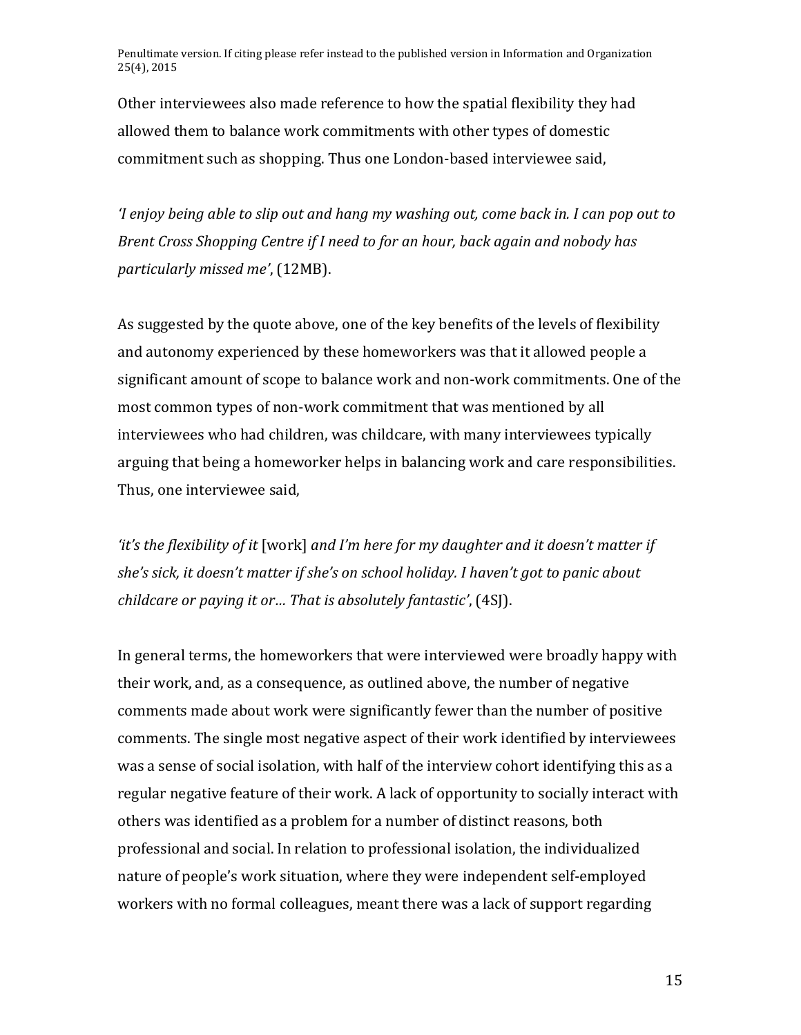Other interviewees also made reference to how the spatial flexibility they had allowed them to balance work commitments with other types of domestic commitment such as shopping. Thus one London-based interviewee said,

*'I enjoy being able to slip out and hang my washing out, come back in. I can pop out to Brent Cross Shopping Centre if I need to for an hour, back again and nobody has particularly missed me'*, (12MB).

As suggested by the quote above, one of the key benefits of the levels of flexibility and autonomy experienced by these homeworkers was that it allowed people a significant amount of scope to balance work and non-work commitments. One of the most common types of non-work commitment that was mentioned by all interviewees who had children, was childcare, with many interviewees typically arguing that being a homeworker helps in balancing work and care responsibilities. Thus, one interviewee said,

*'it's the flexibility of it* [work] *and I'm here for my daughter and it doesn't matter if she's sick, it doesn't matter if she's on school holiday. I haven't got to panic about childcare or paying it or… That is absolutely fantastic'*, (4SJ).

In general terms, the homeworkers that were interviewed were broadly happy with their work, and, as a consequence, as outlined above, the number of negative comments made about work were significantly fewer than the number of positive comments. The single most negative aspect of their work identified by interviewees was a sense of social isolation, with half of the interview cohort identifying this as a regular negative feature of their work. A lack of opportunity to socially interact with others was identified as a problem for a number of distinct reasons, both professional and social. In relation to professional isolation, the individualized nature of people's work situation, where they were independent self-employed workers with no formal colleagues, meant there was a lack of support regarding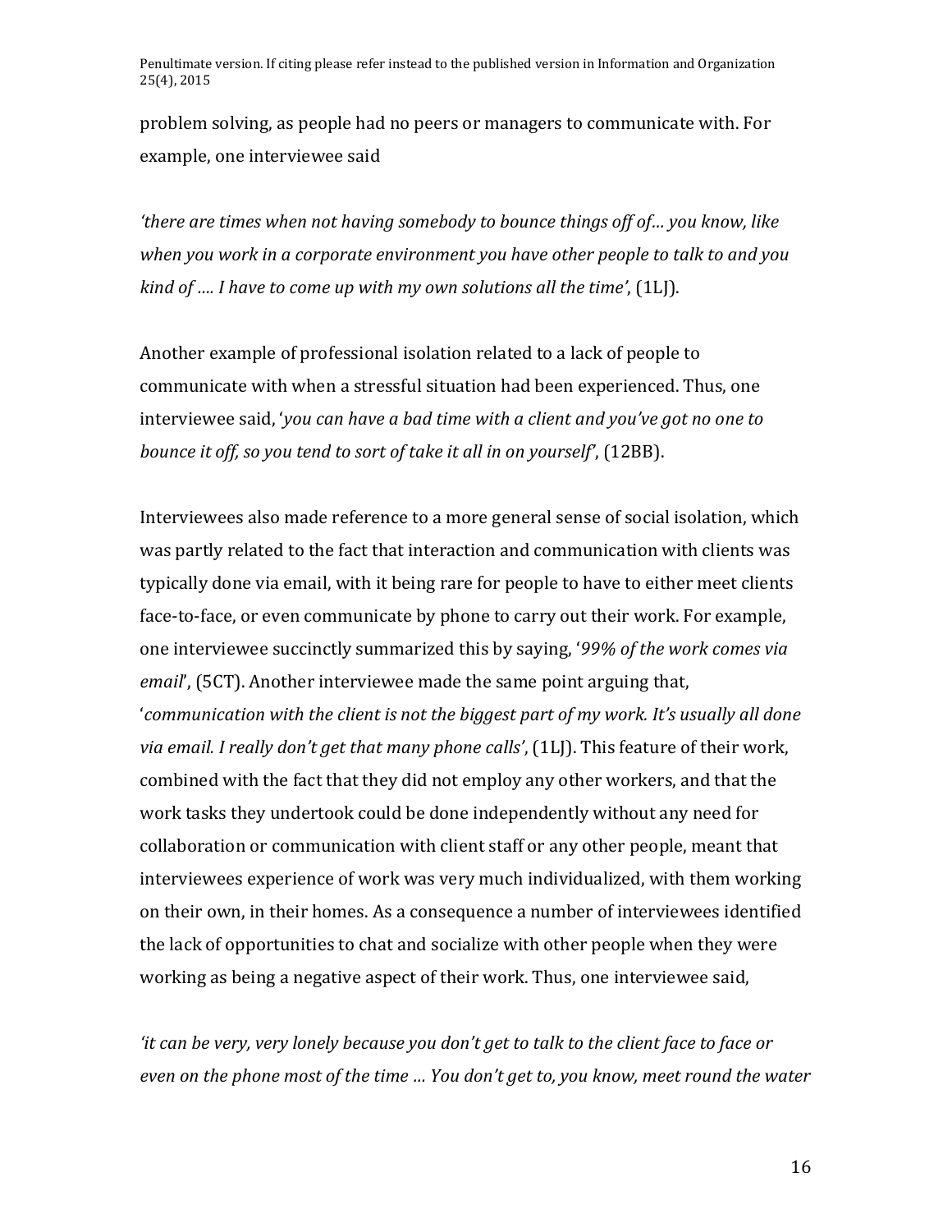problem solving, as people had no peers or managers to communicate with. For example, one interviewee said

*'there are times when not having somebody to bounce things off of… you know, like when you work in a corporate environment you have other people to talk to and you kind of …. I have to come up with my own solutions all the time'*, (1LJ).

Another example of professional isolation related to a lack of people to communicate with when a stressful situation had been experienced. Thus, one interviewee said, '*you can have a bad time with a client and you've got no one to bounce it off, so you tend to sort of take it all in on yourself*', (12BB).

Interviewees also made reference to a more general sense of social isolation, which was partly related to the fact that interaction and communication with clients was typically done via email, with it being rare for people to have to either meet clients face-to-face, or even communicate by phone to carry out their work. For example, one interviewee succinctly summarized this by saying, '*99% of the work comes via email*', (5CT). Another interviewee made the same point arguing that, '*communication with the client is not the biggest part of my work. It's usually all done via email. I really don't get that many phone calls'*, (1LJ). This feature of their work, combined with the fact that they did not employ any other workers, and that the work tasks they undertook could be done independently without any need for collaboration or communication with client staff or any other people, meant that interviewees experience of work was very much individualized, with them working on their own, in their homes. As a consequence a number of interviewees identified the lack of opportunities to chat and socialize with other people when they were working as being a negative aspect of their work. Thus, one interviewee said,

*'it can be very, very lonely because you don't get to talk to the client face to face or even on the phone most of the time … You don't get to, you know, meet round the water*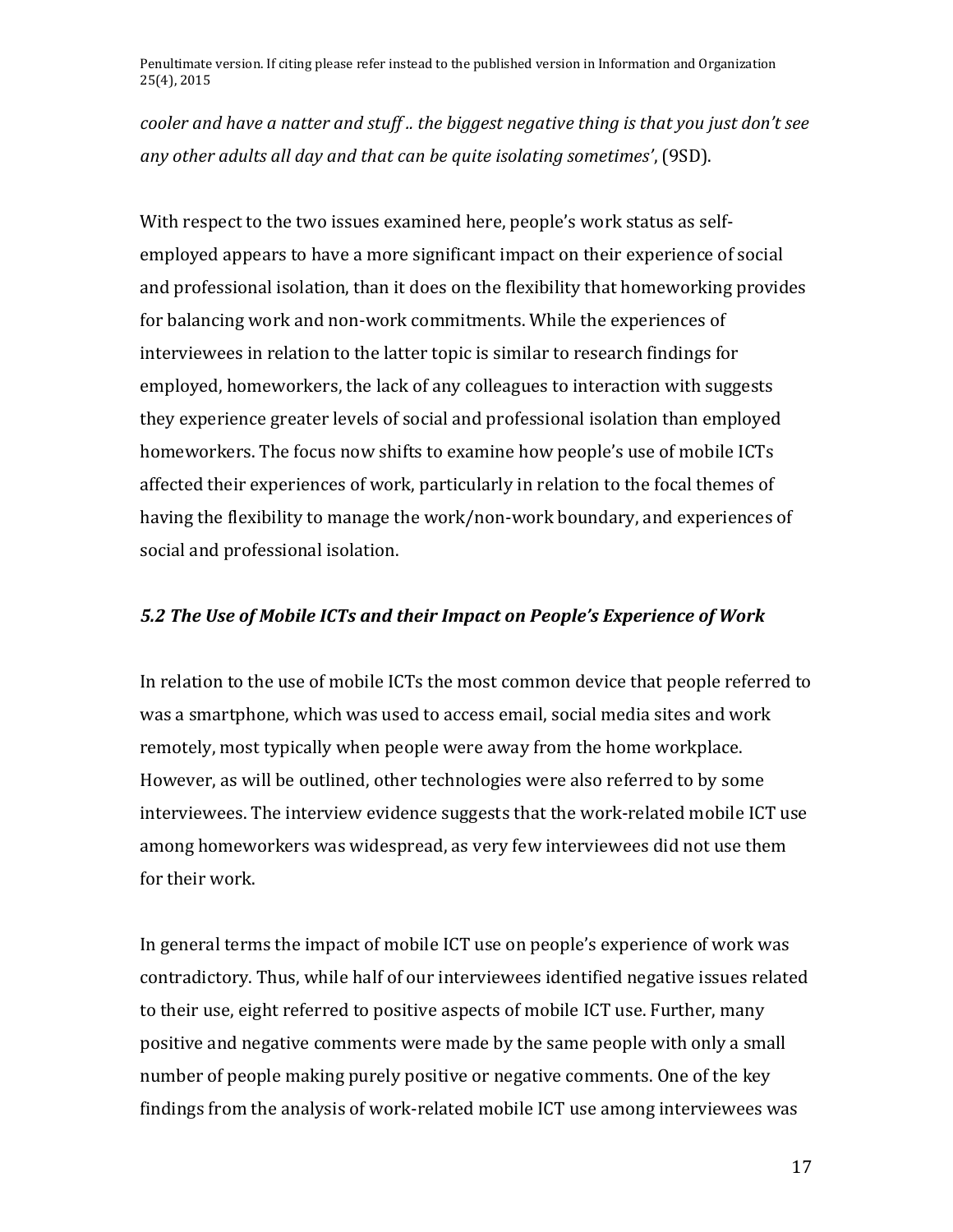*cooler and have a natter and stuff .. the biggest negative thing is that you just don't see any other adults all day and that can be quite isolating sometimes'*, (9SD).

With respect to the two issues examined here, people's work status as self-employed appears to have a more significant impact on their experience of social and professional isolation, than it does on the flexibility that homeworking provides for balancing work and non-work commitments. While the experiences of interviewees in relation to the latter topic is similar to research findings for employed, homeworkers, the lack of any colleagues to interaction with suggests they experience greater levels of social and professional isolation than employed homeworkers. The focus now shifts to examine how people's use of mobile ICTs affected their experiences of work, particularly in relation to the focal themes of having the flexibility to manage the work/non-work boundary, and experiences of social and professional isolation.

### *5.2 The Use of Mobile ICTs and their Impact on People's Experience of Work*

In relation to the use of mobile ICTs the most common device that people referred to was a smartphone, which was used to access email, social media sites and work remotely, most typically when people were away from the home workplace. However, as will be outlined, other technologies were also referred to by some interviewees. The interview evidence suggests that the work-related mobile ICT use among homeworkers was widespread, as very few interviewees did not use them for their work.

In general terms the impact of mobile ICT use on people's experience of work was contradictory. Thus, while half of our interviewees identified negative issues related to their use, eight referred to positive aspects of mobile ICT use. Further, many positive and negative comments were made by the same people with only a small number of people making purely positive or negative comments. One of the key findings from the analysis of work-related mobile ICT use among interviewees was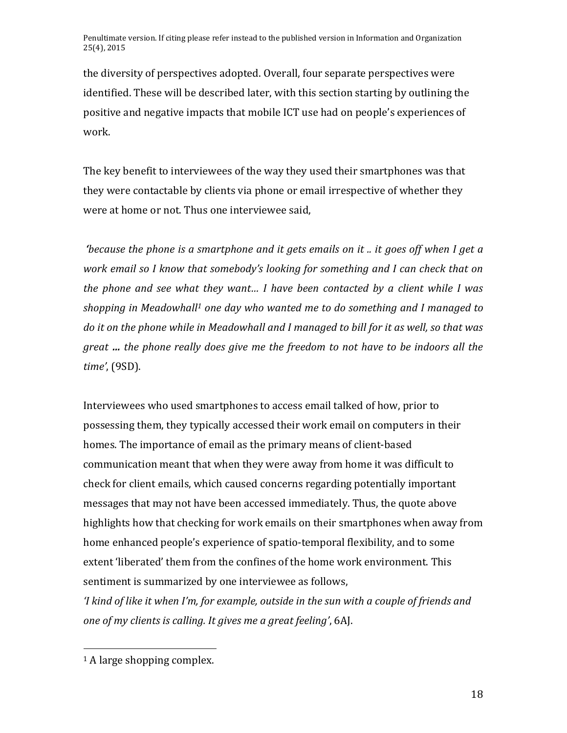the diversity of perspectives adopted. Overall, four separate perspectives were identified. These will be described later, with this section starting by outlining the positive and negative impacts that mobile ICT use had on people's experiences of work.

The key benefit to interviewees of the way they used their smartphones was that they were contactable by clients via phone or email irrespective of whether they were at home or not. Thus one interviewee said,

*'because the phone is a smartphone and it gets emails on it .. it goes off when I get a work email so I know that somebody's looking for something and I can check that on the phone and see what they want… I have been contacted by a client while I was shopping in Meadowhall[1] one day who wanted me to do something and I managed to do it on the phone while in Meadowhall and I managed to bill for it as well, so that was great ... the phone really does give me the freedom to not have to be indoors all the time'*, (9SD).

Interviewees who used smartphones to access email talked of how, prior to possessing them, they typically accessed their work email on computers in their homes. The importance of email as the primary means of client-based communication meant that when they were away from home it was difficult to check for client emails, which caused concerns regarding potentially important messages that may not have been accessed immediately. Thus, the quote above highlights how that checking for work emails on their smartphones when away from home enhanced people's experience of spatio-temporal flexibility, and to some extent 'liberated' them from the confines of the home work environment. This sentiment is summarized by one interviewee as follows,

*'I kind of like it when I'm, for example, outside in the sun with a couple of friends and one of my clients is calling. It gives me a great feeling'*, 6AJ.

[1] A large shopping complex.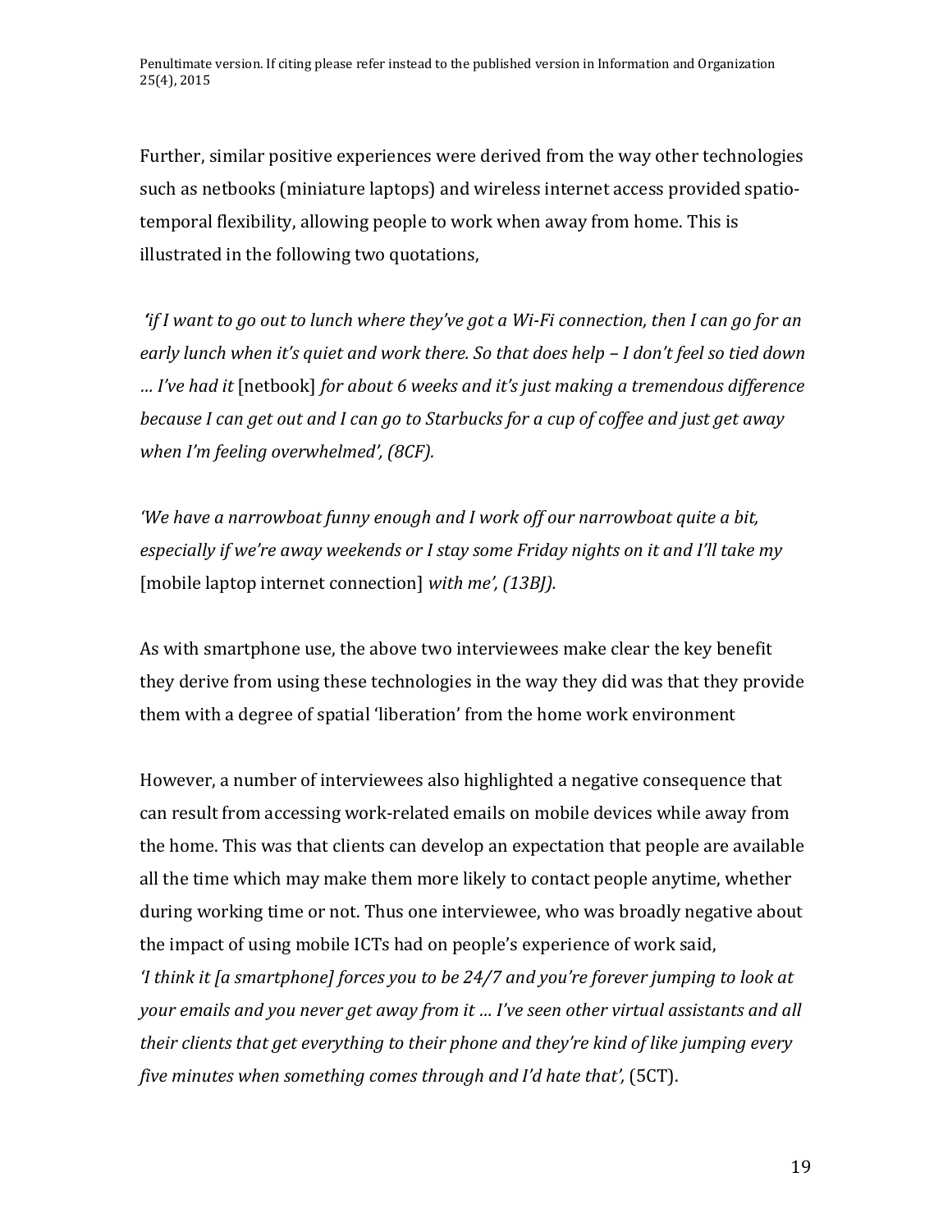Further, similar positive experiences were derived from the way other technologies such as netbooks (miniature laptops) and wireless internet access provided spatio-temporal flexibility, allowing people to work when away from home. This is illustrated in the following two quotations,

*'if I want to go out to lunch where they've got a Wi-Fi connection, then I can go for an early lunch when it's quiet and work there. So that does help – I don't feel so tied down … I've had it* [netbook] *for about 6 weeks and it's just making a tremendous difference because I can get out and I can go to Starbucks for a cup of coffee and just get away when I'm feeling overwhelmed', (8CF).*

*'We have a narrowboat funny enough and I work off our narrowboat quite a bit, especially if we're away weekends or I stay some Friday nights on it and I'll take my* [mobile laptop internet connection] *with me', (13BJ).*

As with smartphone use, the above two interviewees make clear the key benefit they derive from using these technologies in the way they did was that they provide them with a degree of spatial 'liberation' from the home work environment

However, a number of interviewees also highlighted a negative consequence that can result from accessing work-related emails on mobile devices while away from the home. This was that clients can develop an expectation that people are available all the time which may make them more likely to contact people anytime, whether during working time or not. Thus one interviewee, who was broadly negative about the impact of using mobile ICTs had on people's experience of work said,
*'I think it [a smartphone] forces you to be 24/7 and you're forever jumping to look at your emails and you never get away from it … I've seen other virtual assistants and all their clients that get everything to their phone and they're kind of like jumping every five minutes when something comes through and I'd hate that',* (5CT).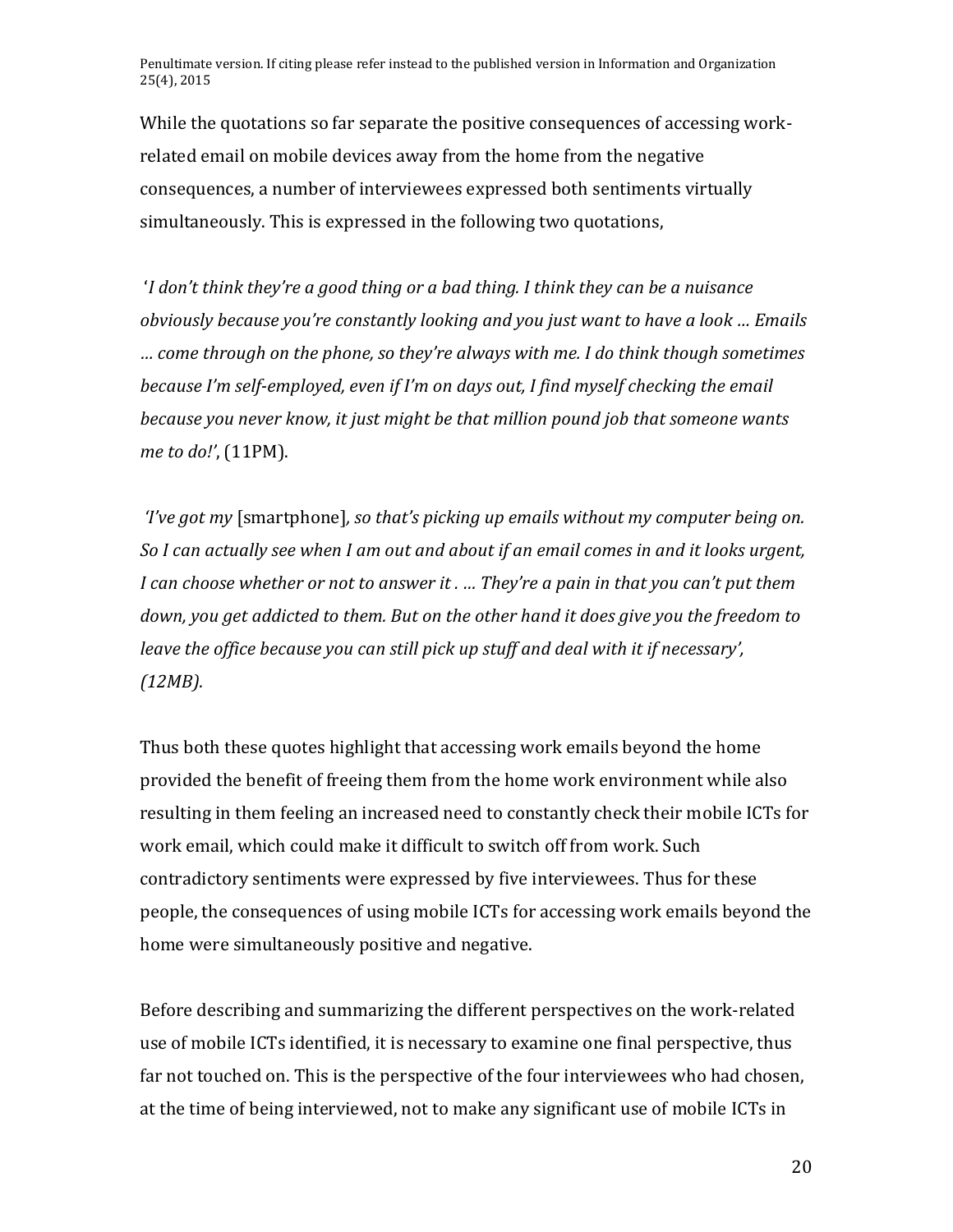While the quotations so far separate the positive consequences of accessing work-related email on mobile devices away from the home from the negative consequences, a number of interviewees expressed both sentiments virtually simultaneously. This is expressed in the following two quotations,

'*I don't think they're a good thing or a bad thing. I think they can be a nuisance obviously because you're constantly looking and you just want to have a look … Emails … come through on the phone, so they're always with me. I do think though sometimes because I'm self-employed, even if I'm on days out, I find myself checking the email because you never know, it just might be that million pound job that someone wants me to do!*', (11PM).

*'I've got my* [smartphone]*, so that's picking up emails without my computer being on. So I can actually see when I am out and about if an email comes in and it looks urgent, I can choose whether or not to answer it . … They're a pain in that you can't put them down, you get addicted to them. But on the other hand it does give you the freedom to leave the office because you can still pick up stuff and deal with it if necessary', (12MB).*

Thus both these quotes highlight that accessing work emails beyond the home provided the benefit of freeing them from the home work environment while also resulting in them feeling an increased need to constantly check their mobile ICTs for work email, which could make it difficult to switch off from work. Such contradictory sentiments were expressed by five interviewees. Thus for these people, the consequences of using mobile ICTs for accessing work emails beyond the home were simultaneously positive and negative.

Before describing and summarizing the different perspectives on the work-related use of mobile ICTs identified, it is necessary to examine one final perspective, thus far not touched on. This is the perspective of the four interviewees who had chosen, at the time of being interviewed, not to make any significant use of mobile ICTs in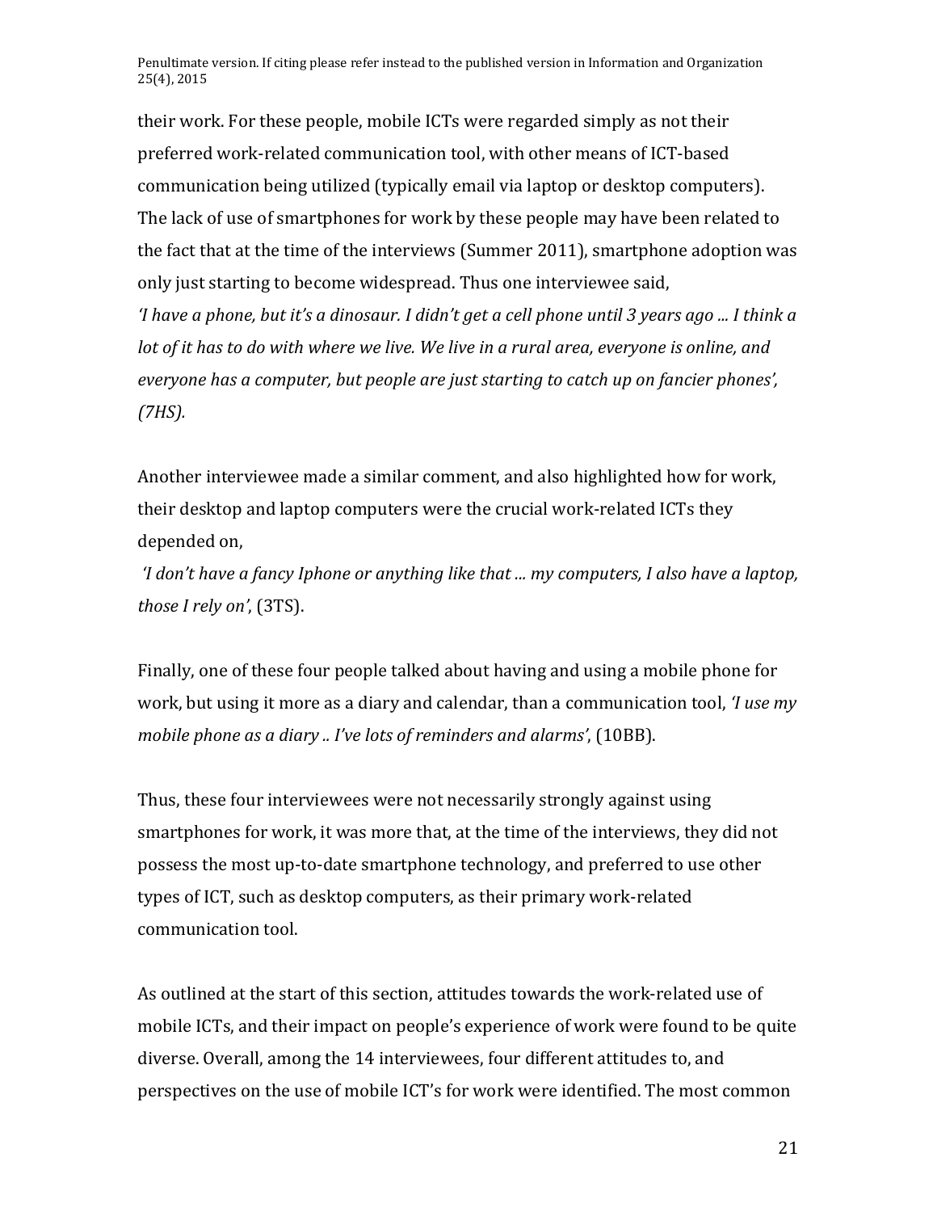their work. For these people, mobile ICTs were regarded simply as not their preferred work-related communication tool, with other means of ICT-based communication being utilized (typically email via laptop or desktop computers). The lack of use of smartphones for work by these people may have been related to the fact that at the time of the interviews (Summer 2011), smartphone adoption was only just starting to become widespread. Thus one interviewee said,

*'I have a phone, but it's a dinosaur. I didn't get a cell phone until 3 years ago ... I think a lot of it has to do with where we live. We live in a rural area, everyone is online, and everyone has a computer, but people are just starting to catch up on fancier phones', (7HS).*

Another interviewee made a similar comment, and also highlighted how for work, their desktop and laptop computers were the crucial work-related ICTs they depended on,

*'I don't have a fancy Iphone or anything like that ... my computers, I also have a laptop, those I rely on'*, (3TS).

Finally, one of these four people talked about having and using a mobile phone for work, but using it more as a diary and calendar, than a communication tool, *'I use my mobile phone as a diary .. I've lots of reminders and alarms'*, (10BB).

Thus, these four interviewees were not necessarily strongly against using smartphones for work, it was more that, at the time of the interviews, they did not possess the most up-to-date smartphone technology, and preferred to use other types of ICT, such as desktop computers, as their primary work-related communication tool.

As outlined at the start of this section, attitudes towards the work-related use of mobile ICTs, and their impact on people's experience of work were found to be quite diverse. Overall, among the 14 interviewees, four different attitudes to, and perspectives on the use of mobile ICT's for work were identified. The most common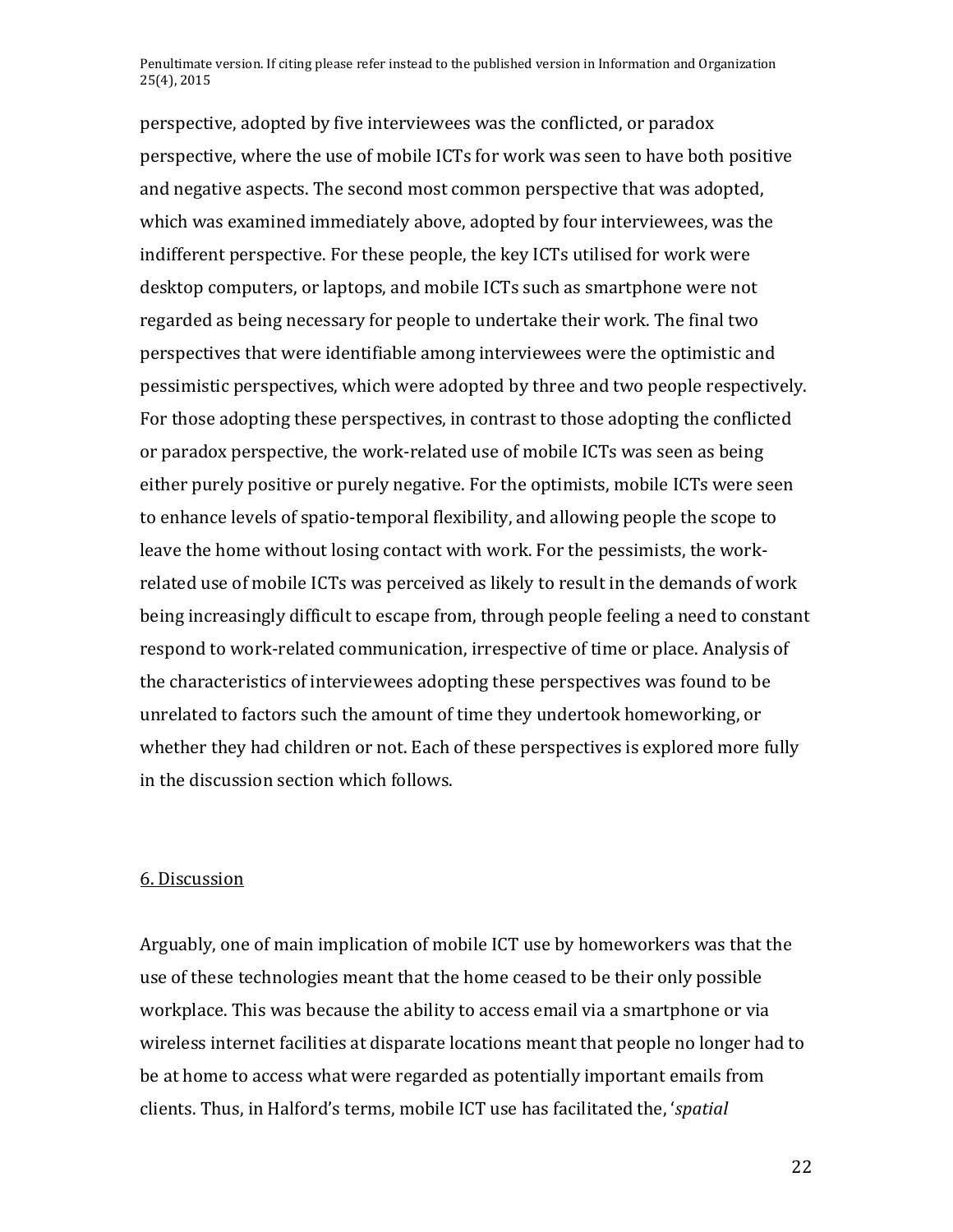perspective, adopted by five interviewees was the conflicted, or paradox perspective, where the use of mobile ICTs for work was seen to have both positive and negative aspects. The second most common perspective that was adopted, which was examined immediately above, adopted by four interviewees, was the indifferent perspective. For these people, the key ICTs utilised for work were desktop computers, or laptops, and mobile ICTs such as smartphone were not regarded as being necessary for people to undertake their work. The final two perspectives that were identifiable among interviewees were the optimistic and pessimistic perspectives, which were adopted by three and two people respectively. For those adopting these perspectives, in contrast to those adopting the conflicted or paradox perspective, the work-related use of mobile ICTs was seen as being either purely positive or purely negative. For the optimists, mobile ICTs were seen to enhance levels of spatio-temporal flexibility, and allowing people the scope to leave the home without losing contact with work. For the pessimists, the work-related use of mobile ICTs was perceived as likely to result in the demands of work being increasingly difficult to escape from, through people feeling a need to constant respond to work-related communication, irrespective of time or place. Analysis of the characteristics of interviewees adopting these perspectives was found to be unrelated to factors such the amount of time they undertook homeworking, or whether they had children or not. Each of these perspectives is explored more fully in the discussion section which follows.

## 6. Discussion

Arguably, one of main implication of mobile ICT use by homeworkers was that the use of these technologies meant that the home ceased to be their only possible workplace. This was because the ability to access email via a smartphone or via wireless internet facilities at disparate locations meant that people no longer had to be at home to access what were regarded as potentially important emails from clients. Thus, in Halford's terms, mobile ICT use has facilitated the, '*spatial*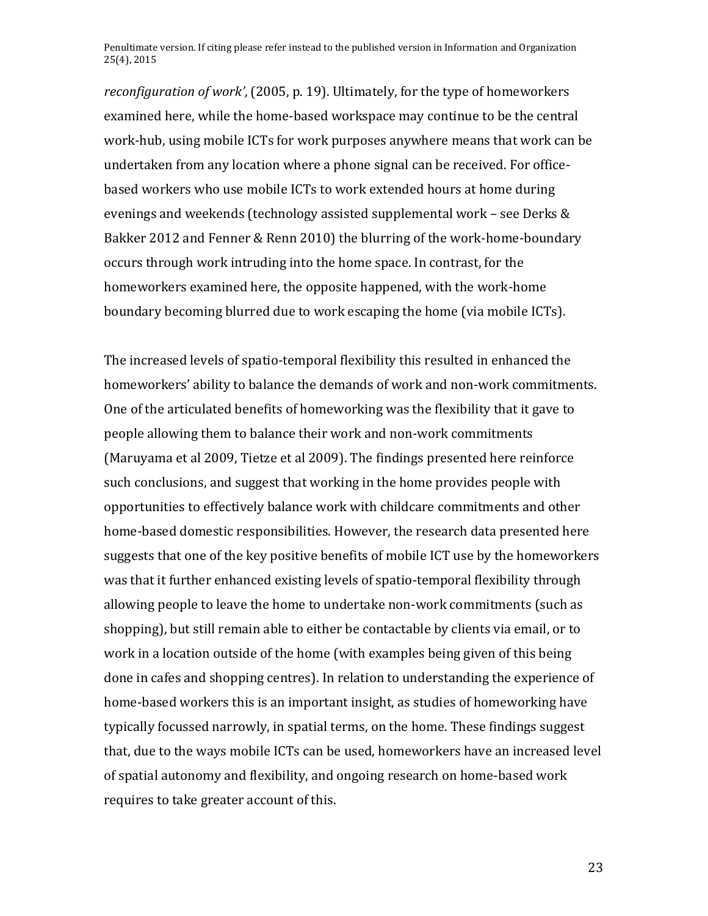*reconfiguration of work'*, (2005, p. 19). Ultimately, for the type of homeworkers examined here, while the home-based workspace may continue to be the central work-hub, using mobile ICTs for work purposes anywhere means that work can be undertaken from any location where a phone signal can be received. For office-based workers who use mobile ICTs to work extended hours at home during evenings and weekends (technology assisted supplemental work – see Derks & Bakker 2012 and Fenner & Renn 2010) the blurring of the work-home-boundary occurs through work intruding into the home space. In contrast, for the homeworkers examined here, the opposite happened, with the work-home boundary becoming blurred due to work escaping the home (via mobile ICTs).

The increased levels of spatio-temporal flexibility this resulted in enhanced the homeworkers' ability to balance the demands of work and non-work commitments. One of the articulated benefits of homeworking was the flexibility that it gave to people allowing them to balance their work and non-work commitments (Maruyama et al 2009, Tietze et al 2009). The findings presented here reinforce such conclusions, and suggest that working in the home provides people with opportunities to effectively balance work with childcare commitments and other home-based domestic responsibilities. However, the research data presented here suggests that one of the key positive benefits of mobile ICT use by the homeworkers was that it further enhanced existing levels of spatio-temporal flexibility through allowing people to leave the home to undertake non-work commitments (such as shopping), but still remain able to either be contactable by clients via email, or to work in a location outside of the home (with examples being given of this being done in cafes and shopping centres). In relation to understanding the experience of home-based workers this is an important insight, as studies of homeworking have typically focussed narrowly, in spatial terms, on the home. These findings suggest that, due to the ways mobile ICTs can be used, homeworkers have an increased level of spatial autonomy and flexibility, and ongoing research on home-based work requires to take greater account of this.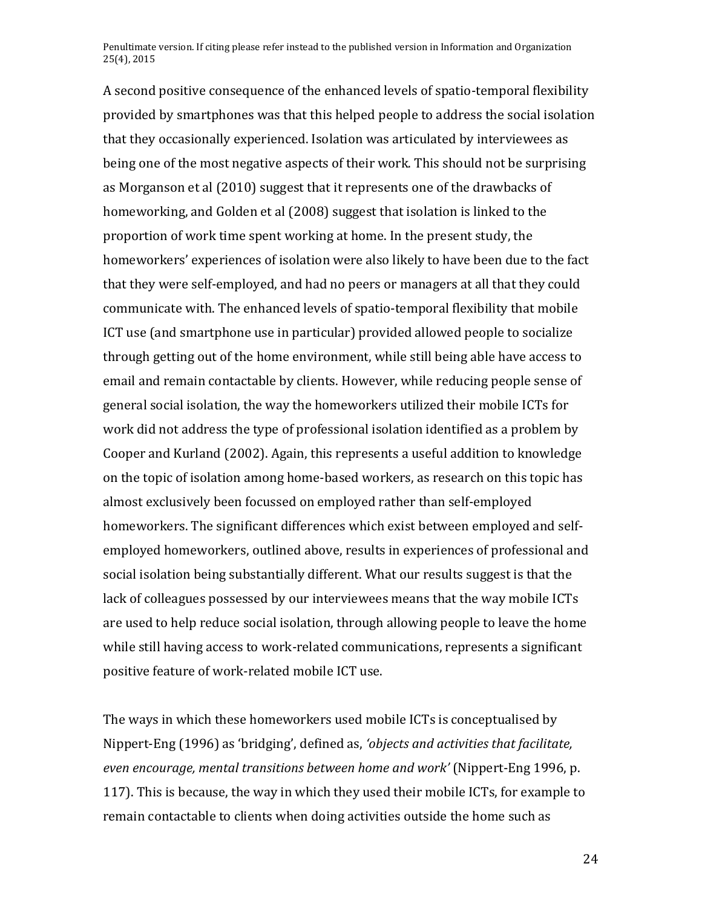A second positive consequence of the enhanced levels of spatio-temporal flexibility provided by smartphones was that this helped people to address the social isolation that they occasionally experienced. Isolation was articulated by interviewees as being one of the most negative aspects of their work. This should not be surprising as Morganson et al (2010) suggest that it represents one of the drawbacks of homeworking, and Golden et al (2008) suggest that isolation is linked to the proportion of work time spent working at home. In the present study, the homeworkers' experiences of isolation were also likely to have been due to the fact that they were self-employed, and had no peers or managers at all that they could communicate with. The enhanced levels of spatio-temporal flexibility that mobile ICT use (and smartphone use in particular) provided allowed people to socialize through getting out of the home environment, while still being able have access to email and remain contactable by clients. However, while reducing people sense of general social isolation, the way the homeworkers utilized their mobile ICTs for work did not address the type of professional isolation identified as a problem by Cooper and Kurland (2002). Again, this represents a useful addition to knowledge on the topic of isolation among home-based workers, as research on this topic has almost exclusively been focussed on employed rather than self-employed homeworkers. The significant differences which exist between employed and self-employed homeworkers, outlined above, results in experiences of professional and social isolation being substantially different. What our results suggest is that the lack of colleagues possessed by our interviewees means that the way mobile ICTs are used to help reduce social isolation, through allowing people to leave the home while still having access to work-related communications, represents a significant positive feature of work-related mobile ICT use.

The ways in which these homeworkers used mobile ICTs is conceptualised by Nippert-Eng (1996) as 'bridging', defined as, *'objects and activities that facilitate, even encourage, mental transitions between home and work'* (Nippert-Eng 1996, p. 117). This is because, the way in which they used their mobile ICTs, for example to remain contactable to clients when doing activities outside the home such as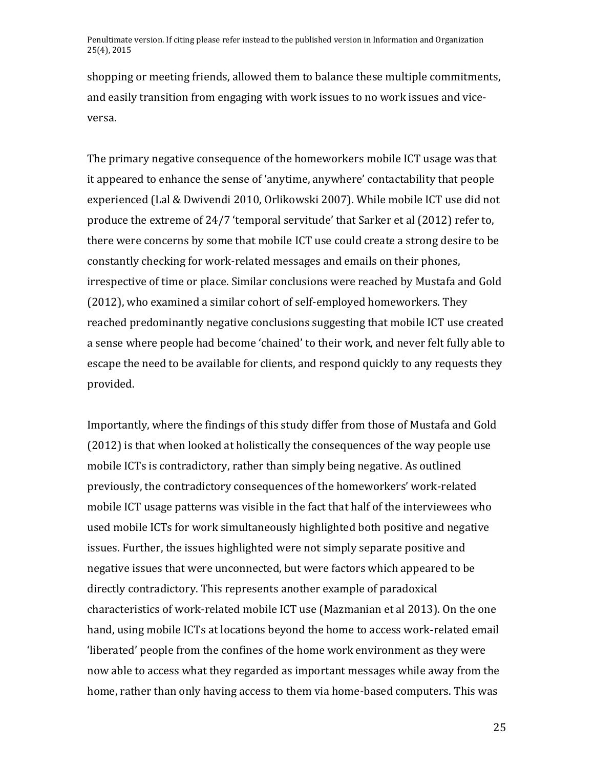shopping or meeting friends, allowed them to balance these multiple commitments, and easily transition from engaging with work issues to no work issues and vice-versa.

The primary negative consequence of the homeworkers mobile ICT usage was that it appeared to enhance the sense of 'anytime, anywhere' contactability that people experienced (Lal & Dwivendi 2010, Orlikowski 2007). While mobile ICT use did not produce the extreme of 24/7 'temporal servitude' that Sarker et al (2012) refer to, there were concerns by some that mobile ICT use could create a strong desire to be constantly checking for work-related messages and emails on their phones, irrespective of time or place. Similar conclusions were reached by Mustafa and Gold (2012), who examined a similar cohort of self-employed homeworkers. They reached predominantly negative conclusions suggesting that mobile ICT use created a sense where people had become 'chained' to their work, and never felt fully able to escape the need to be available for clients, and respond quickly to any requests they provided.

Importantly, where the findings of this study differ from those of Mustafa and Gold (2012) is that when looked at holistically the consequences of the way people use mobile ICTs is contradictory, rather than simply being negative. As outlined previously, the contradictory consequences of the homeworkers' work-related mobile ICT usage patterns was visible in the fact that half of the interviewees who used mobile ICTs for work simultaneously highlighted both positive and negative issues. Further, the issues highlighted were not simply separate positive and negative issues that were unconnected, but were factors which appeared to be directly contradictory. This represents another example of paradoxical characteristics of work-related mobile ICT use (Mazmanian et al 2013). On the one hand, using mobile ICTs at locations beyond the home to access work-related email 'liberated' people from the confines of the home work environment as they were now able to access what they regarded as important messages while away from the home, rather than only having access to them via home-based computers. This was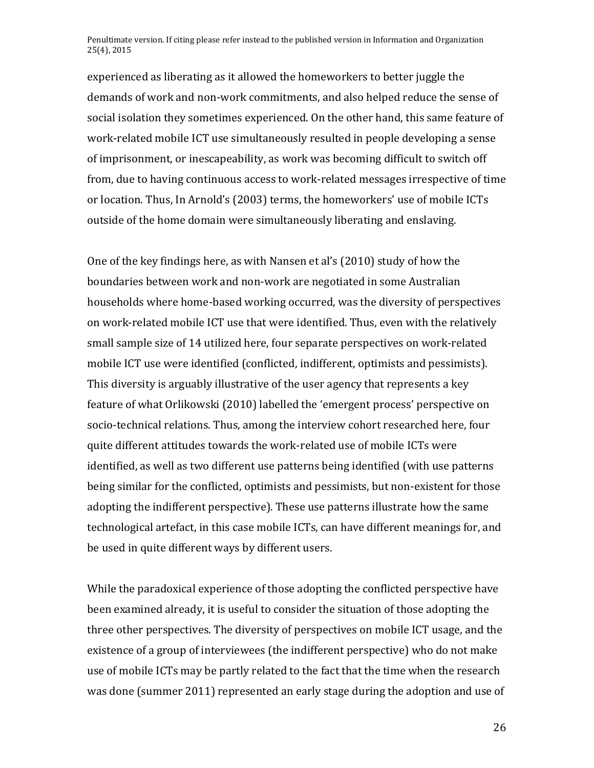experienced as liberating as it allowed the homeworkers to better juggle the demands of work and non-work commitments, and also helped reduce the sense of social isolation they sometimes experienced. On the other hand, this same feature of work-related mobile ICT use simultaneously resulted in people developing a sense of imprisonment, or inescapeability, as work was becoming difficult to switch off from, due to having continuous access to work-related messages irrespective of time or location. Thus, In Arnold's (2003) terms, the homeworkers' use of mobile ICTs outside of the home domain were simultaneously liberating and enslaving.

One of the key findings here, as with Nansen et al's (2010) study of how the boundaries between work and non-work are negotiated in some Australian households where home-based working occurred, was the diversity of perspectives on work-related mobile ICT use that were identified. Thus, even with the relatively small sample size of 14 utilized here, four separate perspectives on work-related mobile ICT use were identified (conflicted, indifferent, optimists and pessimists). This diversity is arguably illustrative of the user agency that represents a key feature of what Orlikowski (2010) labelled the 'emergent process' perspective on socio-technical relations. Thus, among the interview cohort researched here, four quite different attitudes towards the work-related use of mobile ICTs were identified, as well as two different use patterns being identified (with use patterns being similar for the conflicted, optimists and pessimists, but non-existent for those adopting the indifferent perspective). These use patterns illustrate how the same technological artefact, in this case mobile ICTs, can have different meanings for, and be used in quite different ways by different users.

While the paradoxical experience of those adopting the conflicted perspective have been examined already, it is useful to consider the situation of those adopting the three other perspectives. The diversity of perspectives on mobile ICT usage, and the existence of a group of interviewees (the indifferent perspective) who do not make use of mobile ICTs may be partly related to the fact that the time when the research was done (summer 2011) represented an early stage during the adoption and use of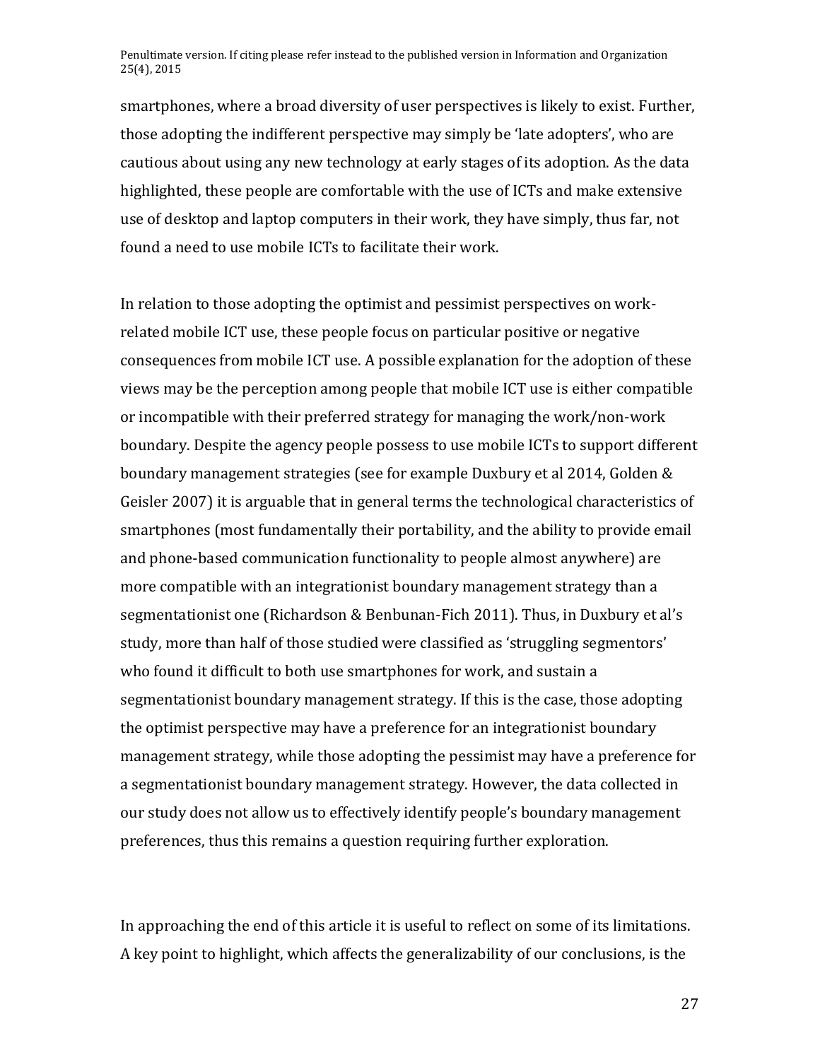smartphones, where a broad diversity of user perspectives is likely to exist. Further, those adopting the indifferent perspective may simply be 'late adopters', who are cautious about using any new technology at early stages of its adoption. As the data highlighted, these people are comfortable with the use of ICTs and make extensive use of desktop and laptop computers in their work, they have simply, thus far, not found a need to use mobile ICTs to facilitate their work.

In relation to those adopting the optimist and pessimist perspectives on work-related mobile ICT use, these people focus on particular positive or negative consequences from mobile ICT use. A possible explanation for the adoption of these views may be the perception among people that mobile ICT use is either compatible or incompatible with their preferred strategy for managing the work/non-work boundary. Despite the agency people possess to use mobile ICTs to support different boundary management strategies (see for example Duxbury et al 2014, Golden & Geisler 2007) it is arguable that in general terms the technological characteristics of smartphones (most fundamentally their portability, and the ability to provide email and phone-based communication functionality to people almost anywhere) are more compatible with an integrationist boundary management strategy than a segmentationist one (Richardson & Benbunan-Fich 2011). Thus, in Duxbury et al's study, more than half of those studied were classified as 'struggling segmentors' who found it difficult to both use smartphones for work, and sustain a segmentationist boundary management strategy. If this is the case, those adopting the optimist perspective may have a preference for an integrationist boundary management strategy, while those adopting the pessimist may have a preference for a segmentationist boundary management strategy. However, the data collected in our study does not allow us to effectively identify people's boundary management preferences, thus this remains a question requiring further exploration.

In approaching the end of this article it is useful to reflect on some of its limitations. A key point to highlight, which affects the generalizability of our conclusions, is the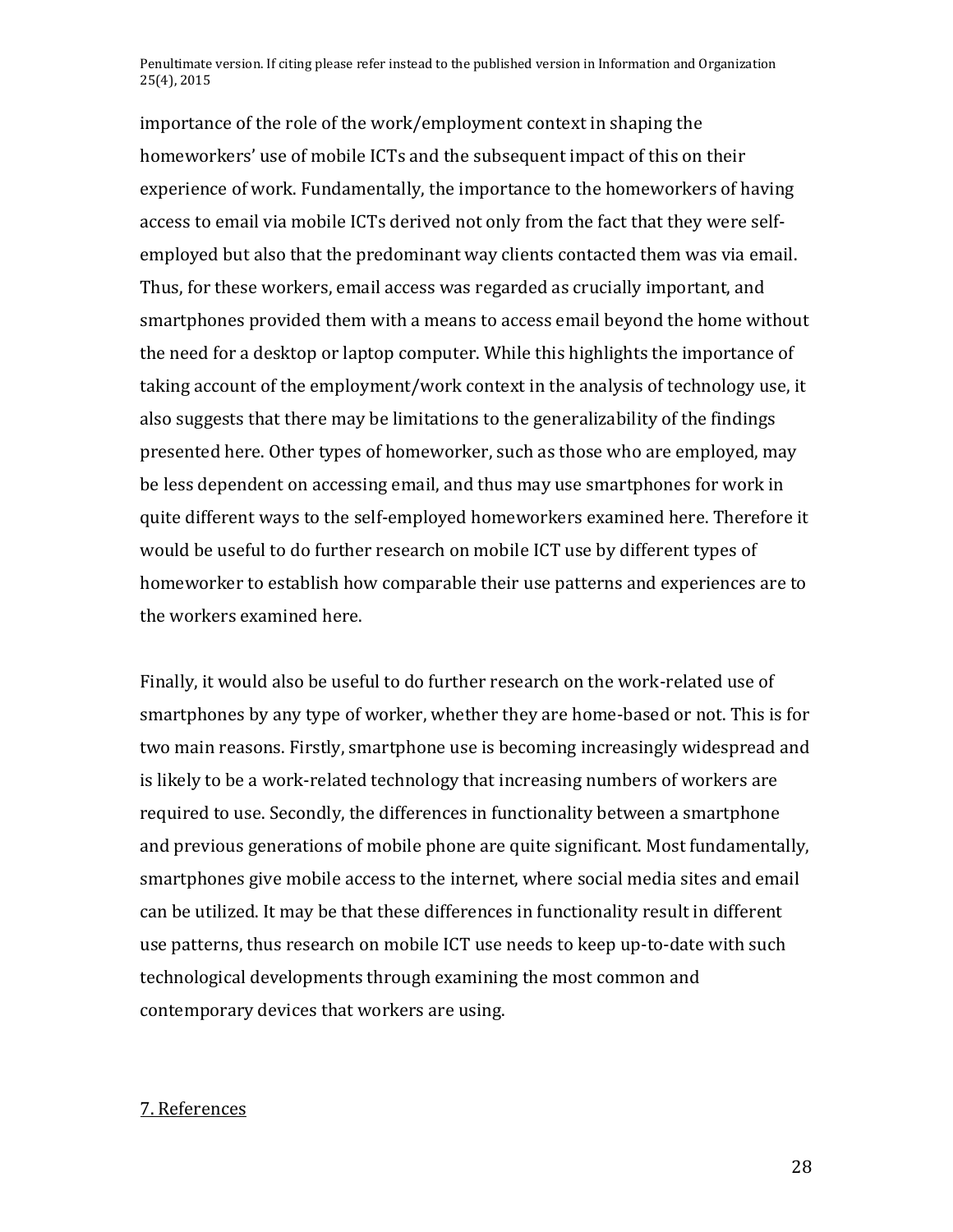importance of the role of the work/employment context in shaping the homeworkers' use of mobile ICTs and the subsequent impact of this on their experience of work. Fundamentally, the importance to the homeworkers of having access to email via mobile ICTs derived not only from the fact that they were self-employed but also that the predominant way clients contacted them was via email. Thus, for these workers, email access was regarded as crucially important, and smartphones provided them with a means to access email beyond the home without the need for a desktop or laptop computer. While this highlights the importance of taking account of the employment/work context in the analysis of technology use, it also suggests that there may be limitations to the generalizability of the findings presented here. Other types of homeworker, such as those who are employed, may be less dependent on accessing email, and thus may use smartphones for work in quite different ways to the self-employed homeworkers examined here. Therefore it would be useful to do further research on mobile ICT use by different types of homeworker to establish how comparable their use patterns and experiences are to the workers examined here.

Finally, it would also be useful to do further research on the work-related use of smartphones by any type of worker, whether they are home-based or not. This is for two main reasons. Firstly, smartphone use is becoming increasingly widespread and is likely to be a work-related technology that increasing numbers of workers are required to use. Secondly, the differences in functionality between a smartphone and previous generations of mobile phone are quite significant. Most fundamentally, smartphones give mobile access to the internet, where social media sites and email can be utilized. It may be that these differences in functionality result in different use patterns, thus research on mobile ICT use needs to keep up-to-date with such technological developments through examining the most common and contemporary devices that workers are using.

## 7. References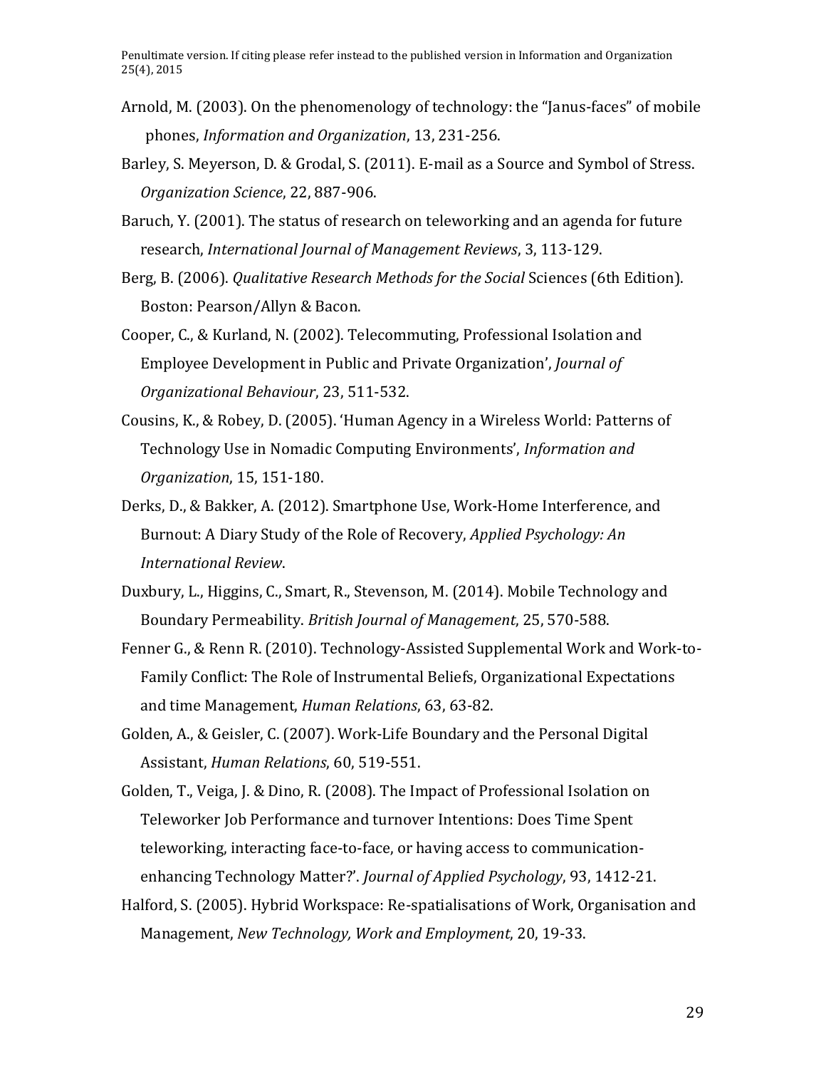Arnold, M. (2003). On the phenomenology of technology: the "Janus-faces" of mobile phones, *Information and Organization*, 13, 231-256.

Barley, S. Meyerson, D. & Grodal, S. (2011). E-mail as a Source and Symbol of Stress. *Organization Science*, 22, 887-906.

Baruch, Y. (2001). The status of research on teleworking and an agenda for future research, *International Journal of Management Reviews*, 3, 113-129.

Berg, B. (2006). *Qualitative Research Methods for the Social* Sciences (6th Edition). Boston: Pearson/Allyn & Bacon.

Cooper, C., & Kurland, N. (2002). Telecommuting, Professional Isolation and Employee Development in Public and Private Organization', *Journal of Organizational Behaviour*, 23, 511-532.

Cousins, K., & Robey, D. (2005). 'Human Agency in a Wireless World: Patterns of Technology Use in Nomadic Computing Environments', *Information and Organization*, 15, 151-180.

Derks, D., & Bakker, A. (2012). Smartphone Use, Work-Home Interference, and Burnout: A Diary Study of the Role of Recovery, *Applied Psychology: An International Review*.

Duxbury, L., Higgins, C., Smart, R., Stevenson, M. (2014). Mobile Technology and Boundary Permeability. *British Journal of Management*, 25, 570-588.

Fenner G., & Renn R. (2010). Technology-Assisted Supplemental Work and Work-to-Family Conflict: The Role of Instrumental Beliefs, Organizational Expectations and time Management, *Human Relations*, 63, 63-82.

Golden, A., & Geisler, C. (2007). Work-Life Boundary and the Personal Digital Assistant, *Human Relations*, 60, 519-551.

Golden, T., Veiga, J. & Dino, R. (2008). The Impact of Professional Isolation on Teleworker Job Performance and turnover Intentions: Does Time Spent teleworking, interacting face-to-face, or having access to communication-enhancing Technology Matter?'. *Journal of Applied Psychology*, 93, 1412-21.

Halford, S. (2005). Hybrid Workspace: Re-spatialisations of Work, Organisation and Management, *New Technology, Work and Employment*, 20, 19-33.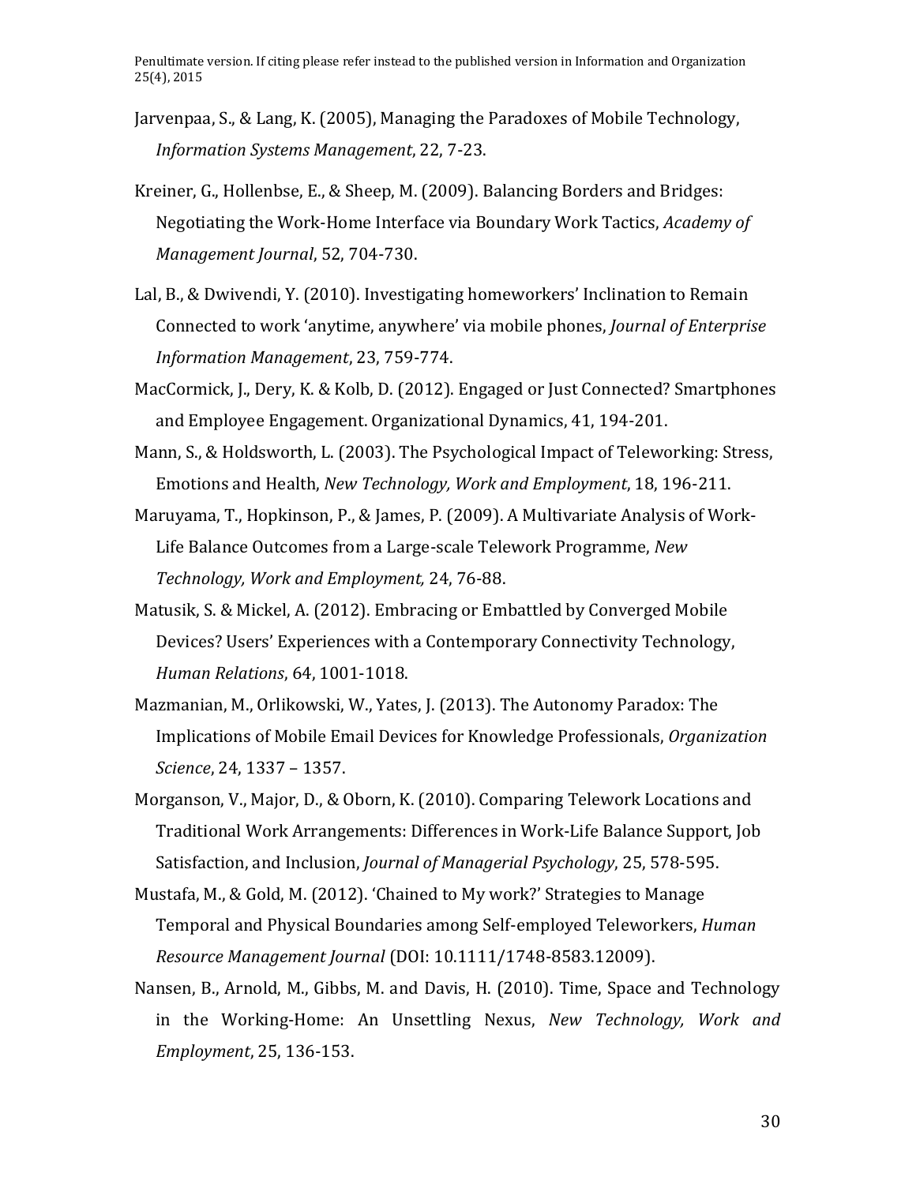Jarvenpaa, S., & Lang, K. (2005), Managing the Paradoxes of Mobile Technology, *Information Systems Management*, 22, 7-23.

Kreiner, G., Hollenbse, E., & Sheep, M. (2009). Balancing Borders and Bridges: Negotiating the Work-Home Interface via Boundary Work Tactics, *Academy of Management Journal*, 52, 704-730.

Lal, B., & Dwivendi, Y. (2010). Investigating homeworkers' Inclination to Remain Connected to work 'anytime, anywhere' via mobile phones, *Journal of Enterprise Information Management*, 23, 759-774.

MacCormick, J., Dery, K. & Kolb, D. (2012). Engaged or Just Connected? Smartphones and Employee Engagement. Organizational Dynamics, 41, 194-201.

Mann, S., & Holdsworth, L. (2003). The Psychological Impact of Teleworking: Stress, Emotions and Health, *New Technology, Work and Employment*, 18, 196-211.

Maruyama, T., Hopkinson, P., & James, P. (2009). A Multivariate Analysis of Work-Life Balance Outcomes from a Large-scale Telework Programme, *New Technology, Work and Employment,* 24, 76-88.

Matusik, S. & Mickel, A. (2012). Embracing or Embattled by Converged Mobile Devices? Users' Experiences with a Contemporary Connectivity Technology, *Human Relations*, 64, 1001-1018.

Mazmanian, M., Orlikowski, W., Yates, J. (2013). The Autonomy Paradox: The Implications of Mobile Email Devices for Knowledge Professionals, *Organization Science*, 24, 1337 – 1357.

Morganson, V., Major, D., & Oborn, K. (2010). Comparing Telework Locations and Traditional Work Arrangements: Differences in Work-Life Balance Support, Job Satisfaction, and Inclusion, *Journal of Managerial Psychology*, 25, 578-595.

Mustafa, M., & Gold, M. (2012). 'Chained to My work?' Strategies to Manage Temporal and Physical Boundaries among Self-employed Teleworkers, *Human Resource Management Journal* (DOI: 10.1111/1748-8583.12009).

Nansen, B., Arnold, M., Gibbs, M. and Davis, H. (2010). Time, Space and Technology in the Working-Home: An Unsettling Nexus, *New Technology, Work and Employment*, 25, 136-153.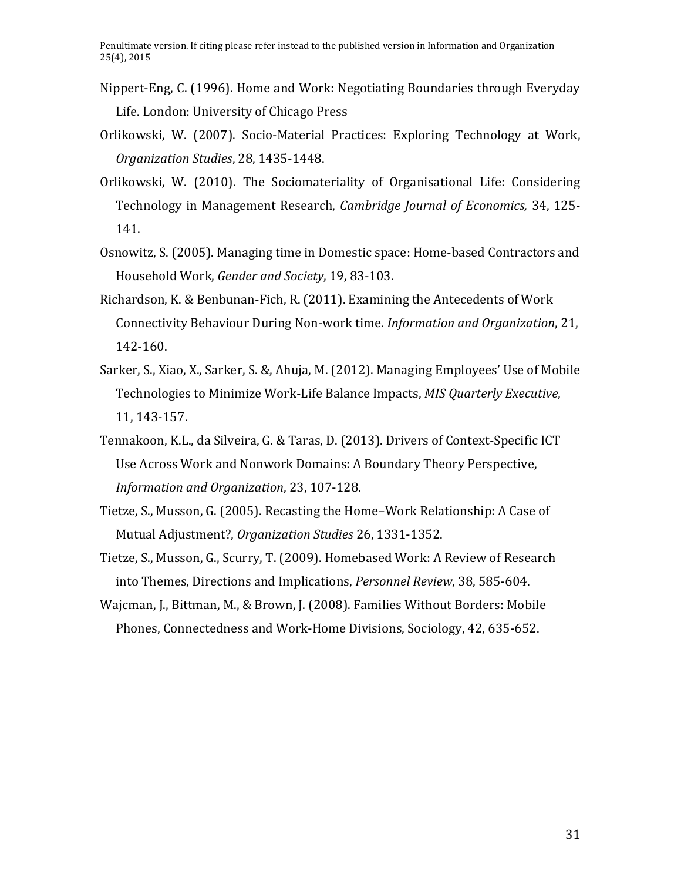Nippert-Eng, C. (1996). Home and Work: Negotiating Boundaries through Everyday Life. London: University of Chicago Press

Orlikowski, W. (2007). Socio-Material Practices: Exploring Technology at Work, *Organization Studies*, 28, 1435-1448.

Orlikowski, W. (2010). The Sociomateriality of Organisational Life: Considering Technology in Management Research, *Cambridge Journal of Economics,* 34, 125-141.

Osnowitz, S. (2005). Managing time in Domestic space: Home-based Contractors and Household Work, *Gender and Society*, 19, 83-103.

Richardson, K. & Benbunan-Fich, R. (2011). Examining the Antecedents of Work Connectivity Behaviour During Non-work time. *Information and Organization*, 21, 142-160.

Sarker, S., Xiao, X., Sarker, S. &, Ahuja, M. (2012). Managing Employees' Use of Mobile Technologies to Minimize Work-Life Balance Impacts, *MIS Quarterly Executive*, 11, 143-157.

Tennakoon, K.L., da Silveira, G. & Taras, D. (2013). Drivers of Context-Specific ICT Use Across Work and Nonwork Domains: A Boundary Theory Perspective, *Information and Organization*, 23, 107-128.

Tietze, S., Musson, G. (2005). Recasting the Home–Work Relationship: A Case of Mutual Adjustment?, *Organization Studies* 26, 1331-1352.

Tietze, S., Musson, G., Scurry, T. (2009). Homebased Work: A Review of Research into Themes, Directions and Implications, *Personnel Review*, 38, 585-604.

Wajcman, J., Bittman, M., & Brown, J. (2008). Families Without Borders: Mobile Phones, Connectedness and Work-Home Divisions, Sociology, 42, 635-652.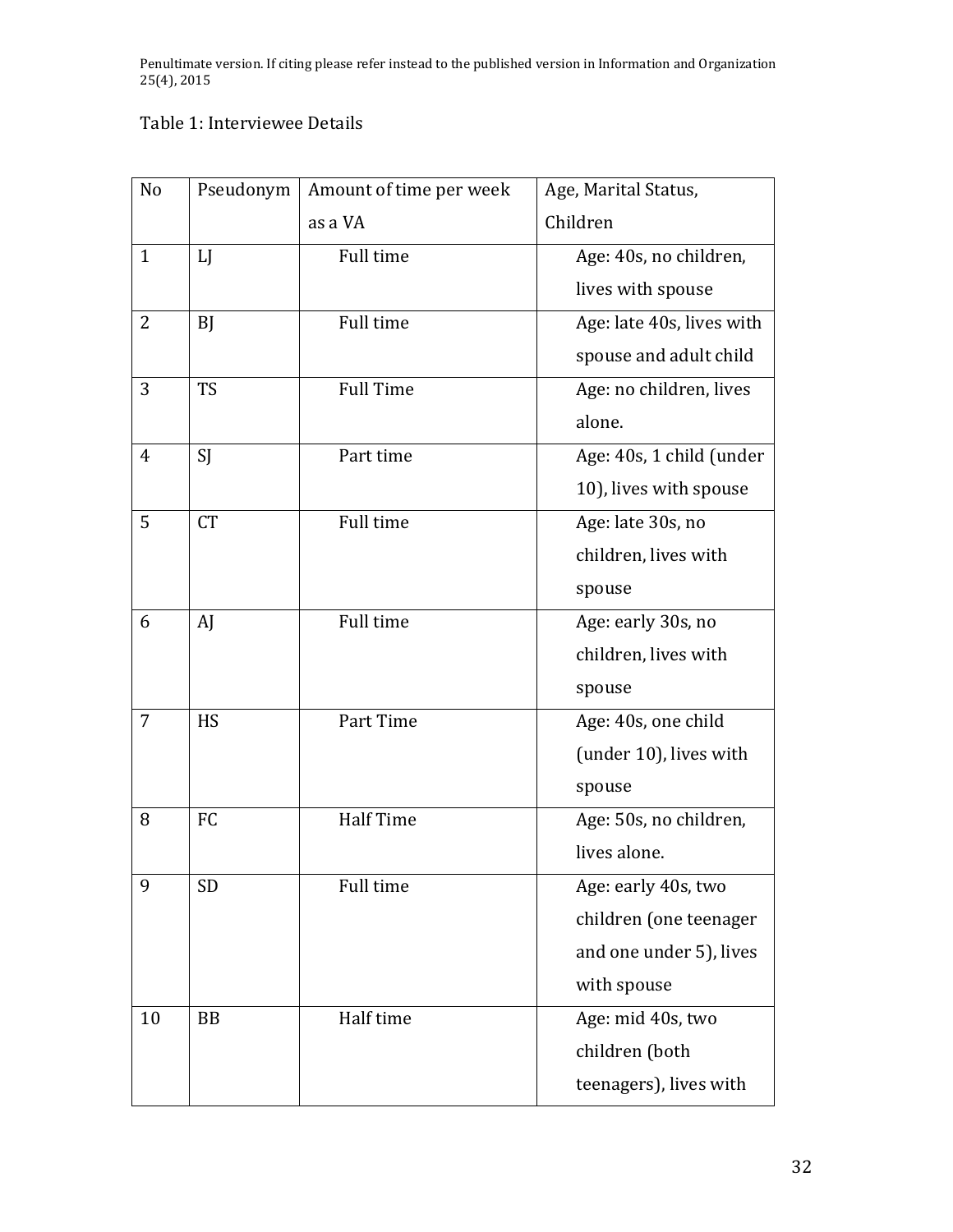Table 1: Interviewee Details

| No | Pseudonym | Amount of time per week as a VA | Age, Marital Status, Children |
|---|---|---|---|
| 1 | LJ | Full time | Age: 40s, no children, lives with spouse |
| 2 | BJ | Full time | Age: late 40s, lives with spouse and adult child |
| 3 | TS | Full Time | Age: no children, lives alone. |
| 4 | SJ | Part time | Age: 40s, 1 child (under 10), lives with spouse |
| 5 | CT | Full time | Age: late 30s, no children, lives with spouse |
| 6 | AJ | Full time | Age: early 30s, no children, lives with spouse |
| 7 | HS | Part Time | Age: 40s, one child (under 10), lives with spouse |
| 8 | FC | Half Time | Age: 50s, no children, lives alone. |
| 9 | SD | Full time | Age: early 40s, two children (one teenager and one under 5), lives with spouse |
| 10 | BB | Half time | Age: mid 40s, two children (both teenagers), lives with |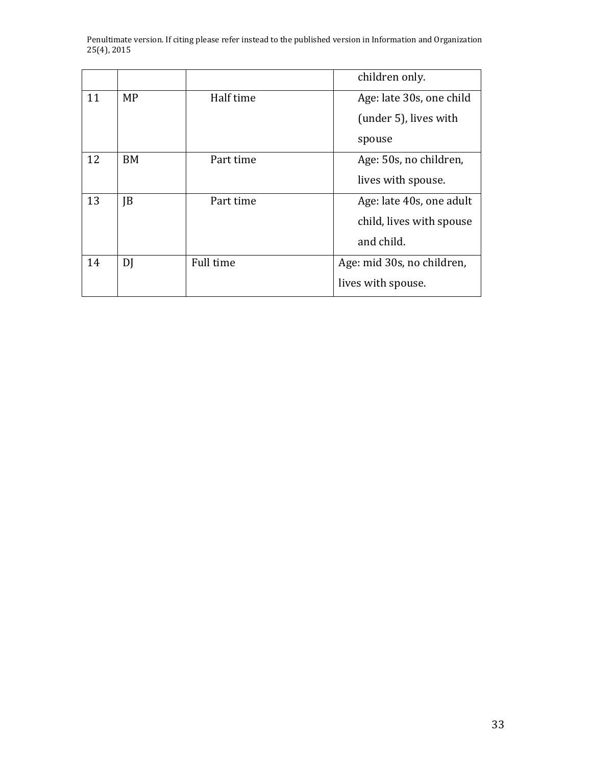| | | | |
|---|---|---|---|
| | | | children only. |
| 11 | MP | Half time | Age: late 30s, one child (under 5), lives with spouse |
| 12 | BM | Part time | Age: 50s, no children, lives with spouse. |
| 13 | JB | Part time | Age: late 40s, one adult child, lives with spouse and child. |
| 14 | DJ | Full time | Age: mid 30s, no children, lives with spouse. |